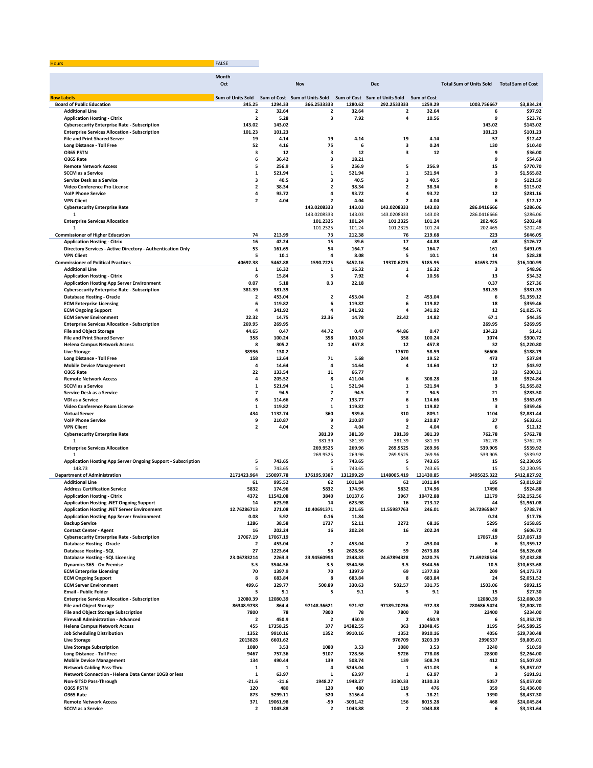| Hours | FALSE | | | | | | | |
|---|---|---|---|---|---|---|---|---|
| | Month | | | | | | | |
| | Oct | | Nov | | Dec | | Total Sum of Units Sold | Total Sum of Cost |
| Row Labels | Sum of Units Sold | Sum of Cost | Sum of Units Sold | Sum of Cost | Sum of Units Sold | Sum of Cost | | |
| **Board of Public Education** | **345.25** | **1294.33** | **366.2533333** | **1280.62** | **292.2533333** | **1259.29** | **1003.756667** | **$3,834.24** |
| Additional Line | 2 | 32.64 | 2 | 32.64 | 2 | 32.64 | 6 | $97.92 |
| Application Hosting - Citrix | 2 | 5.28 | 3 | 7.92 | 4 | 10.56 | 9 | $23.76 |
| Cybersecurity Enterprise Rate - Subscription | 143.02 | 143.02 | | | | | 143.02 | $143.02 |
| Enterprise Services Allocation - Subscription | 101.23 | 101.23 | | | | | 101.23 | $101.23 |
| File and Print Shared Server | 19 | 4.14 | 19 | 4.14 | 19 | 4.14 | 57 | $12.42 |
| Long Distance - Toll Free | 52 | 4.16 | 75 | 6 | 3 | 0.24 | 130 | $10.40 |
| O365 PSTN | 3 | 12 | 3 | 12 | 3 | 12 | 9 | $36.00 |
| O365 Rate | 6 | 36.42 | 3 | 18.21 | | | 9 | $54.63 |
| Remote Network Access | 5 | 256.9 | 5 | 256.9 | 5 | 256.9 | 15 | $770.70 |
| SCCM as a Service | 1 | 521.94 | 1 | 521.94 | 1 | 521.94 | 3 | $1,565.82 |
| Service Desk as a Service | 3 | 40.5 | 3 | 40.5 | 3 | 40.5 | 9 | $121.50 |
| Video Conference Pro License | 2 | 38.34 | 2 | 38.34 | 2 | 38.34 | 6 | $115.02 |
| VoIP Phone Service | 4 | 93.72 | 4 | 93.72 | 4 | 93.72 | 12 | $281.16 |
| VPN Client | 2 | 4.04 | 2 | 4.04 | 2 | 4.04 | 6 | $12.12 |
| Cybersecurity Enterprise Rate | | | 143.0208333 | 143.03 | 143.0208333 | 143.03 | 286.0416666 | $286.06 |
| 1 | | | 143.0208333 | 143.03 | 143.0208333 | 143.03 | 286.0416666 | $286.06 |
| Enterprise Services Allocation | | | 101.2325 | 101.24 | 101.2325 | 101.24 | 202.465 | $202.48 |
| 1 | | | 101.2325 | 101.24 | 101.2325 | 101.24 | 202.465 | $202.48 |
| **Commissioner of Higher Education** | **74** | **213.99** | **73** | **212.38** | **76** | **219.68** | **223** | **$646.05** |
| Application Hosting - Citrix | 16 | 42.24 | 15 | 39.6 | 17 | 44.88 | 48 | $126.72 |
| Directory Services - Active Directory - Authentication Only | 53 | 161.65 | 54 | 164.7 | 54 | 164.7 | 161 | $491.05 |
| VPN Client | 5 | 10.1 | 4 | 8.08 | 5 | 10.1 | 14 | $28.28 |
| **Commissioner of Political Practices** | **40692.38** | **5462.88** | **1590.7225** | **5452.16** | **19370.6225** | **5185.95** | **61653.725** | **$16,100.99** |
| Additional Line | 1 | 16.32 | 1 | 16.32 | 1 | 16.32 | 3 | $48.96 |
| Application Hosting - Citrix | 6 | 15.84 | 3 | 7.92 | 4 | 10.56 | 13 | $34.32 |
| Application Hosting App Server Environment | 0.07 | 5.18 | 0.3 | 22.18 | | | 0.37 | $27.36 |
| Cybersecurity Enterprise Rate - Subscription | 381.39 | 381.39 | | | | | 381.39 | $381.39 |
| Database Hosting - Oracle | 2 | 453.04 | 2 | 453.04 | 2 | 453.04 | 6 | $1,359.12 |
| ECM Enterprise Licensing | 6 | 119.82 | 6 | 119.82 | 6 | 119.82 | 18 | $359.46 |
| ECM Ongoing Support | 4 | 341.92 | 4 | 341.92 | 4 | 341.92 | 12 | $1,025.76 |
| ECM Server Environment | 22.32 | 14.75 | 22.36 | 14.78 | 22.42 | 14.82 | 67.1 | $44.35 |
| Enterprise Services Allocation - Subscription | 269.95 | 269.95 | | | | | 269.95 | $269.95 |
| File and Object Storage | 44.65 | 0.47 | 44.72 | 0.47 | 44.86 | 0.47 | 134.23 | $1.41 |
| File and Print Shared Server | 358 | 100.24 | 358 | 100.24 | 358 | 100.24 | 1074 | $300.72 |
| Helena Campus Network Access | 8 | 305.2 | 12 | 457.8 | 12 | 457.8 | 32 | $1,220.80 |
| Live Storage | 38936 | 130.2 | | | 17670 | 58.59 | 56606 | $188.79 |
| Long Distance - Toll Free | 158 | 12.64 | 71 | 5.68 | 244 | 19.52 | 473 | $37.84 |
| Mobile Device Management | 4 | 14.64 | 4 | 14.64 | 4 | 14.64 | 12 | $43.92 |
| O365 Rate | 22 | 133.54 | 11 | 66.77 | | | 33 | $200.31 |
| Remote Network Access | 4 | 205.52 | 8 | 411.04 | 6 | 308.28 | 18 | $924.84 |
| SCCM as a Service | 1 | 521.94 | 1 | 521.94 | 1 | 521.94 | 3 | $1,565.82 |
| Service Desk as a Service | 7 | 94.5 | 7 | 94.5 | 7 | 94.5 | 21 | $283.50 |
| VDI as a Service | 6 | 114.66 | 7 | 133.77 | 6 | 114.66 | 19 | $363.09 |
| Video Conference Room License | 1 | 119.82 | 1 | 119.82 | 1 | 119.82 | 3 | $359.46 |
| Virtual Server | 434 | 1132.74 | 360 | 939.6 | 310 | 809.1 | 1104 | $2,881.44 |
| VoIP Phone Service | 9 | 210.87 | 9 | 210.87 | 9 | 210.87 | 27 | $632.61 |
| VPN Client | 2 | 4.04 | 2 | 4.04 | 2 | 4.04 | 6 | $12.12 |
| Cybersecurity Enterprise Rate | | | 381.39 | 381.39 | 381.39 | 381.39 | 762.78 | $762.78 |
| 1 | | | 381.39 | 381.39 | 381.39 | 381.39 | 762.78 | $762.78 |
| Enterprise Services Allocation | | | 269.9525 | 269.96 | 269.9525 | 269.96 | 539.905 | $539.92 |
| 1 | | | 269.9525 | 269.96 | 269.9525 | 269.96 | 539.905 | $539.92 |
| Application Hosting App Server Ongoing Support - Subscription | 5 | 743.65 | 5 | 743.65 | 5 | 743.65 | 15 | $2,230.95 |
| 148.73 | 5 | 743.65 | 5 | 743.65 | 5 | 743.65 | 15 | $2,230.95 |
| **Department of Administration** | **2171423.964** | **150097.78** | **176195.9387** | **131299.29** | **1148005.419** | **131430.85** | **3495625.322** | **$412,827.92** |
| Additional Line | 61 | 995.52 | 62 | 1011.84 | 62 | 1011.84 | 185 | $3,019.20 |
| Address Certification Service | 5832 | 174.96 | 5832 | 174.96 | 5832 | 174.96 | 17496 | $524.88 |
| Application Hosting - Citrix | 4372 | 11542.08 | 3840 | 10137.6 | 3967 | 10472.88 | 12179 | $32,152.56 |
| Application Hosting .NET Ongoing Support | 14 | 623.98 | 14 | 623.98 | 16 | 713.12 | 44 | $1,961.08 |
| Application Hosting .NET Server Environment | 12.76286713 | 271.08 | 10.40691371 | 221.65 | 11.55987763 | 246.01 | 34.72965847 | $738.74 |
| Application Hosting App Server Environment | 0.08 | 5.92 | 0.16 | 11.84 | | | 0.24 | $17.76 |
| Backup Service | 1286 | 38.58 | 1737 | 52.11 | 2272 | 68.16 | 5295 | $158.85 |
| Contact Center - Agent | 16 | 202.24 | 16 | 202.24 | 16 | 202.24 | 48 | $606.72 |
| Cybersecurity Enterprise Rate - Subscription | 17067.19 | 17067.19 | | | | | 17067.19 | $17,067.19 |
| Database Hosting - Oracle | 2 | 453.04 | 2 | 453.04 | 2 | 453.04 | 6 | $1,359.12 |
| Database Hosting - SQL | 27 | 1223.64 | 58 | 2628.56 | 59 | 2673.88 | 144 | $6,526.08 |
| Database Hosting - SQL Licensing | 23.06783214 | 2263.3 | 23.94560994 | 2348.83 | 24.67894328 | 2420.75 | 71.69238536 | $7,032.88 |
| Dynamics 365 - On Premise | 3.5 | 3544.56 | 3.5 | 3544.56 | 3.5 | 3544.56 | 10.5 | $10,633.68 |
| ECM Enterprise Licensing | 70 | 1397.9 | 70 | 1397.9 | 69 | 1377.93 | 209 | $4,173.73 |
| ECM Ongoing Support | 8 | 683.84 | 8 | 683.84 | 8 | 683.84 | 24 | $2,051.52 |
| ECM Server Environment | 499.6 | 329.77 | 500.89 | 330.63 | 502.57 | 331.75 | 1503.06 | $992.15 |
| Email - Public Folder | 5 | 9.1 | 5 | 9.1 | 5 | 9.1 | 15 | $27.30 |
| Enterprise Services Allocation - Subscription | 12080.39 | 12080.39 | | | | | 12080.39 | $12,080.39 |
| File and Object Storage | 86348.9738 | 864.4 | 97148.36621 | 971.92 | 97189.20236 | 972.38 | 280686.5424 | $2,808.70 |
| File and Object Storage Subscription | 7800 | 78 | 7800 | 78 | 7800 | 78 | 23400 | $234.00 |
| Firewall Administration - Advanced | 2 | 450.9 | 2 | 450.9 | 2 | 450.9 | 6 | $1,352.70 |
| Helena Campus Network Access | 455 | 17358.25 | 377 | 14382.55 | 363 | 13848.45 | 1195 | $45,589.25 |
| Job Scheduling Distribution | 1352 | 9910.16 | 1352 | 9910.16 | 1352 | 9910.16 | 4056 | $29,730.48 |
| Live Storage | 2013828 | 6601.62 | | | 976709 | 3203.39 | 2990537 | $9,805.01 |
| Live Storage Subscription | 1080 | 3.53 | 1080 | 3.53 | 1080 | 3.53 | 3240 | $10.59 |
| Long Distance - Toll Free | 9467 | 757.36 | 9107 | 728.56 | 9726 | 778.08 | 28300 | $2,264.00 |
| Mobile Device Management | 134 | 490.44 | 139 | 508.74 | 139 | 508.74 | 412 | $1,507.92 |
| Network Cabling Pass-Thru | 1 | 1 | 4 | 5245.04 | 1 | 611.03 | 6 | $5,857.07 |
| Network Connection - Helena Data Center 10GB or less | 1 | 63.97 | 1 | 63.97 | 1 | 63.97 | 3 | $191.91 |
| Non-SITSD Pass-Through | -21.6 | -21.6 | 1948.27 | 1948.27 | 3130.33 | 3130.33 | 5057 | $5,057.00 |
| O365 PSTN | 120 | 480 | 120 | 480 | 119 | 476 | 359 | $1,436.00 |
| O365 Rate | 873 | 5299.11 | 520 | 3156.4 | -3 | -18.21 | 1390 | $8,437.30 |
| Remote Network Access | 371 | 19061.98 | -59 | -3031.42 | 156 | 8015.28 | 468 | $24,045.84 |
| SCCM as a Service | 2 | 1043.88 | 2 | 1043.88 | 2 | 1043.88 | 6 | $3,131.64 |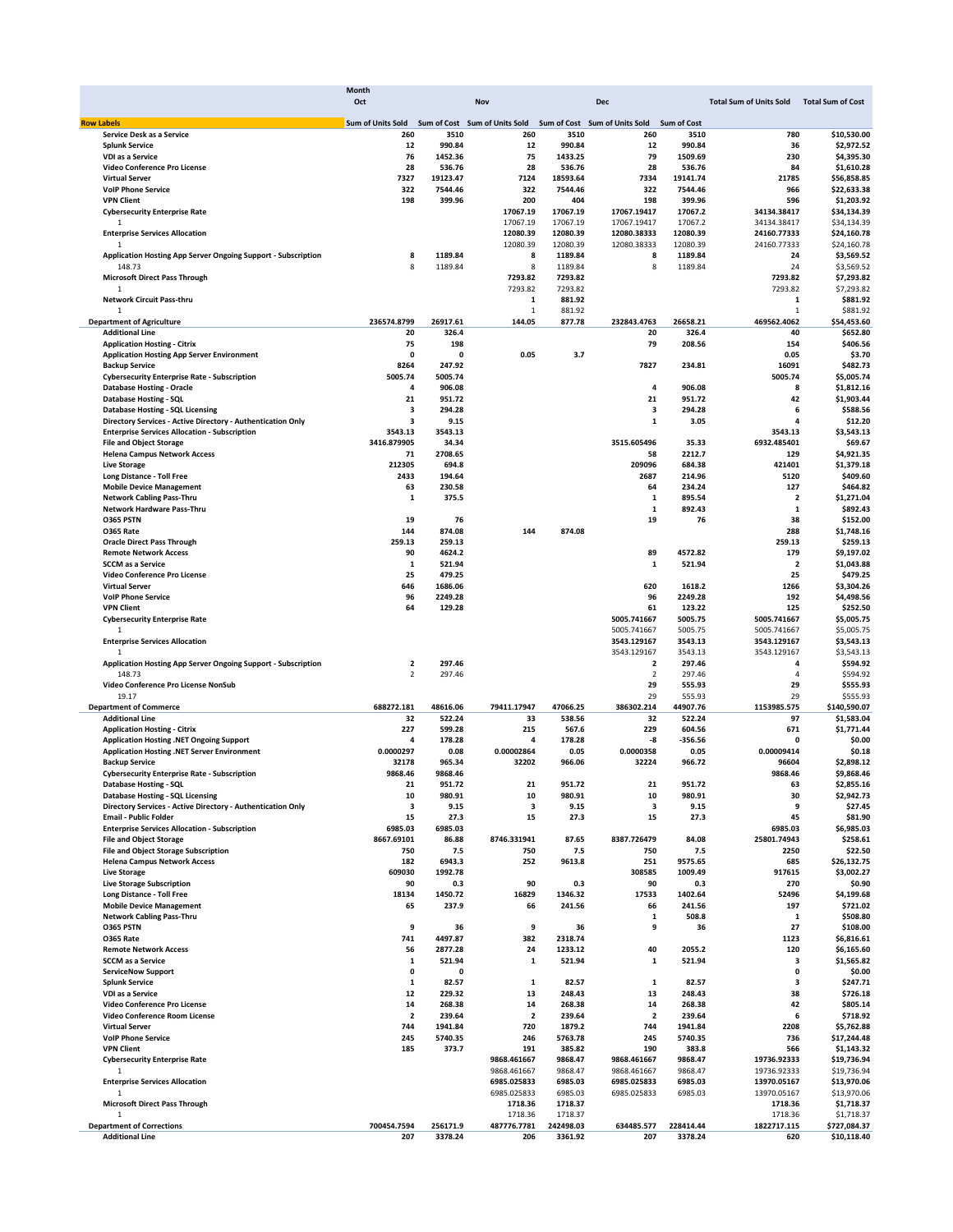| Row Labels | Oct Sum of Units Sold | Oct Sum of Cost | Nov Sum of Units Sold | Nov Sum of Cost | Dec Sum of Units Sold | Dec Sum of Cost | Total Sum of Units Sold | Total Sum of Cost |
|---|---|---|---|---|---|---|---|---|
| Service Desk as a Service | 260 | 3510 | 260 | 3510 | 260 | 3510 | 780 | $10,530.00 |
| Splunk Service | 12 | 990.84 | 12 | 990.84 | 12 | 990.84 | 36 | $2,972.52 |
| VDI as a Service | 76 | 1452.36 | 75 | 1433.25 | 79 | 1509.69 | 230 | $4,395.30 |
| Video Conference Pro License | 28 | 536.76 | 28 | 536.76 | 28 | 536.76 | 84 | $1,610.28 |
| Virtual Server | 7327 | 19123.47 | 7124 | 18593.64 | 7334 | 19141.74 | 21785 | $56,858.85 |
| VoIP Phone Service | 322 | 7544.46 | 322 | 7544.46 | 322 | 7544.46 | 966 | $22,633.38 |
| VPN Client | 198 | 399.96 | 200 | 404 | 198 | 399.96 | 596 | $1,203.92 |
| Cybersecurity Enterprise Rate | | | 17067.19 | 17067.19 | 17067.19417 | 17067.2 | 34134.38417 | $34,134.39 |
| 1 | | | 17067.19 | 17067.19 | 17067.19417 | 17067.2 | 34134.38417 | $34,134.39 |
| Enterprise Services Allocation | | | 12080.39 | 12080.39 | 12080.38333 | 12080.39 | 24160.77333 | $24,160.78 |
| 1 | | | 12080.39 | 12080.39 | 12080.38333 | 12080.39 | 24160.77333 | $24,160.78 |
| Application Hosting App Server Ongoing Support - Subscription | 8 | 1189.84 | 8 | 1189.84 | 8 | 1189.84 | 24 | $3,569.52 |
| 148.73 | 8 | 1189.84 | 8 | 1189.84 | 8 | 1189.84 | 24 | $3,569.52 |
| Microsoft Direct Pass Through | | | 7293.82 | 7293.82 | | | 7293.82 | $7,293.82 |
| 1 | | | 7293.82 | 7293.82 | | | 7293.82 | $7,293.82 |
| Network Circuit Pass-thru | | | 1 | 881.92 | | | 1 | $881.92 |
| 1 | | | 1 | 881.92 | | | 1 | $881.92 |
| **Department of Agriculture** | 236574.8799 | 26917.61 | 144.05 | 877.78 | 232843.4763 | 26658.21 | 469562.4062 | $54,453.60 |
| Additional Line | 20 | 326.4 | | | 20 | 326.4 | 40 | $652.80 |
| Application Hosting - Citrix | 75 | 198 | | | 79 | 208.56 | 154 | $406.56 |
| Application Hosting App Server Environment | 0 | 0 | 0.05 | 3.7 | | | 0.05 | $3.70 |
| Backup Service | 8264 | 247.92 | | | 7827 | 234.81 | 16091 | $482.73 |
| Cybersecurity Enterprise Rate - Subscription | 5005.74 | 5005.74 | | | | | 5005.74 | $5,005.74 |
| Database Hosting - Oracle | 4 | 906.08 | | | 4 | 906.08 | 8 | $1,812.16 |
| Database Hosting - SQL | 21 | 951.72 | | | 21 | 951.72 | 42 | $1,903.44 |
| Database Hosting - SQL Licensing | 3 | 294.28 | | | 3 | 294.28 | 6 | $588.56 |
| Directory Services - Active Directory - Authentication Only | 3 | 9.15 | | | 1 | 3.05 | 4 | $12.20 |
| Enterprise Services Allocation - Subscription | 3543.13 | 3543.13 | | | | | 3543.13 | $3,543.13 |
| File and Object Storage | 3416.879905 | 34.34 | | | 3515.605496 | 35.33 | 6932.485401 | $69.67 |
| Helena Campus Network Access | 71 | 2708.65 | | | 58 | 2212.7 | 129 | $4,921.35 |
| Live Storage | 212305 | 694.8 | | | 209096 | 684.38 | 421401 | $1,379.18 |
| Long Distance - Toll Free | 2433 | 194.64 | | | 2687 | 214.96 | 5120 | $409.60 |
| Mobile Device Management | 63 | 230.58 | | | 64 | 234.24 | 127 | $464.82 |
| Network Cabling Pass-Thru | 1 | 375.5 | | | 1 | 895.54 | 2 | $1,271.04 |
| Network Hardware Pass-Thru | | | | | 1 | 892.43 | 1 | $892.43 |
| O365 PSTN | 19 | 76 | | | 19 | 76 | 38 | $152.00 |
| O365 Rate | 144 | 874.08 | 144 | 874.08 | | | 288 | $1,748.16 |
| Oracle Direct Pass Through | 259.13 | 259.13 | | | | | 259.13 | $259.13 |
| Remote Network Access | 90 | 4624.2 | | | 89 | 4572.82 | 179 | $9,197.02 |
| SCCM as a Service | 1 | 521.94 | | | 1 | 521.94 | 2 | $1,043.88 |
| Video Conference Pro License | 25 | 479.25 | | | | | 25 | $479.25 |
| Virtual Server | 646 | 1686.06 | | | 620 | 1618.2 | 1266 | $3,304.26 |
| VoIP Phone Service | 96 | 2249.28 | | | 96 | 2249.28 | 192 | $4,498.56 |
| VPN Client | 64 | 129.28 | | | 61 | 123.22 | 125 | $252.50 |
| Cybersecurity Enterprise Rate | | | | | 5005.741667 | 5005.75 | 5005.741667 | $5,005.75 |
| 1 | | | | | 5005.741667 | 5005.75 | 5005.741667 | $5,005.75 |
| Enterprise Services Allocation | | | | | 3543.129167 | 3543.13 | 3543.129167 | $3,543.13 |
| 1 | | | | | 3543.129167 | 3543.13 | 3543.129167 | $3,543.13 |
| Application Hosting App Server Ongoing Support - Subscription | 2 | 297.46 | | | 2 | 297.46 | 4 | $594.92 |
| 148.73 | 2 | 297.46 | | | 2 | 297.46 | 4 | $594.92 |
| Video Conference Pro License NonSub | | | | | 29 | 555.93 | 29 | $555.93 |
| 19.17 | | | | | 29 | 555.93 | 29 | $555.93 |
| **Department of Commerce** | 688272.181 | 48616.06 | 79411.17947 | 47066.25 | 386302.214 | 44907.76 | 1153985.575 | $140,590.07 |
| Additional Line | 32 | 522.24 | 33 | 538.56 | 32 | 522.24 | 97 | $1,583.04 |
| Application Hosting - Citrix | 227 | 599.28 | 215 | 567.6 | 229 | 604.56 | 671 | $1,771.44 |
| Application Hosting .NET Ongoing Support | 4 | 178.28 | 4 | 178.28 | -8 | -356.56 | 0 | $0.00 |
| Application Hosting .NET Server Environment | 0.0000297 | 0.08 | 0.00002864 | 0.05 | 0.0000358 | 0.05 | 0.00009414 | $0.18 |
| Backup Service | 32178 | 965.34 | 32202 | 966.06 | 32224 | 966.72 | 96604 | $2,898.12 |
| Cybersecurity Enterprise Rate - Subscription | 9868.46 | 9868.46 | | | | | 9868.46 | $9,868.46 |
| Database Hosting - SQL | 21 | 951.72 | 21 | 951.72 | 21 | 951.72 | 63 | $2,855.16 |
| Database Hosting - SQL Licensing | 10 | 980.91 | 10 | 980.91 | 10 | 980.91 | 30 | $2,942.73 |
| Directory Services - Active Directory - Authentication Only | 3 | 9.15 | 3 | 9.15 | 3 | 9.15 | 9 | $27.45 |
| Email - Public Folder | 15 | 27.3 | 15 | 27.3 | 15 | 27.3 | 45 | $81.90 |
| Enterprise Services Allocation - Subscription | 6985.03 | 6985.03 | | | | | 6985.03 | $6,985.03 |
| File and Object Storage | 8667.69101 | 86.88 | 8746.331941 | 87.65 | 8387.726479 | 84.08 | 25801.74943 | $258.61 |
| File and Object Storage Subscription | 750 | 7.5 | 750 | 7.5 | 750 | 7.5 | 2250 | $22.50 |
| Helena Campus Network Access | 182 | 6943.3 | 252 | 9613.8 | 251 | 9575.65 | 685 | $26,132.75 |
| Live Storage | 609030 | 1992.78 | | | 308585 | 1009.49 | 917615 | $3,002.27 |
| Live Storage Subscription | 90 | 0.3 | 90 | 0.3 | 90 | 0.3 | 270 | $0.90 |
| Long Distance - Toll Free | 18134 | 1450.72 | 16829 | 1346.32 | 17533 | 1402.64 | 52496 | $4,199.68 |
| Mobile Device Management | 65 | 237.9 | 66 | 241.56 | 66 | 241.56 | 197 | $721.02 |
| Network Cabling Pass-Thru | | | | | 1 | 508.8 | 1 | $508.80 |
| O365 PSTN | 9 | 36 | 9 | 36 | 9 | 36 | 27 | $108.00 |
| O365 Rate | 741 | 4497.87 | 382 | 2318.74 | | | 1123 | $6,816.61 |
| Remote Network Access | 56 | 2877.28 | 24 | 1233.12 | 40 | 2055.2 | 120 | $6,165.60 |
| SCCM as a Service | 1 | 521.94 | 1 | 521.94 | 1 | 521.94 | 3 | $1,565.82 |
| ServiceNow Support | 0 | 0 | | | | | 0 | $0.00 |
| Splunk Service | 1 | 82.57 | 1 | 82.57 | 1 | 82.57 | 3 | $247.71 |
| VDI as a Service | 12 | 229.32 | 13 | 248.43 | 13 | 248.43 | 38 | $726.18 |
| Video Conference Pro License | 14 | 268.38 | 14 | 268.38 | 14 | 268.38 | 42 | $805.14 |
| Video Conference Room License | 2 | 239.64 | 2 | 239.64 | 2 | 239.64 | 6 | $718.92 |
| Virtual Server | 744 | 1941.84 | 720 | 1879.2 | 744 | 1941.84 | 2208 | $5,762.88 |
| VoIP Phone Service | 245 | 5740.35 | 246 | 5763.78 | 245 | 5740.35 | 736 | $17,244.48 |
| VPN Client | 185 | 373.7 | 191 | 385.82 | 190 | 383.8 | 566 | $1,143.32 |
| Cybersecurity Enterprise Rate | | | 9868.461667 | 9868.47 | 9868.461667 | 9868.47 | 19736.92333 | $19,736.94 |
| 1 | | | 9868.461667 | 9868.47 | 9868.461667 | 9868.47 | 19736.92333 | $19,736.94 |
| Enterprise Services Allocation | | | 6985.025833 | 6985.03 | 6985.025833 | 6985.03 | 13970.05167 | $13,970.06 |
| 1 | | | 6985.025833 | 6985.03 | 6985.025833 | 6985.03 | 13970.05167 | $13,970.06 |
| Microsoft Direct Pass Through | | | 1718.36 | 1718.37 | | | 1718.36 | $1,718.37 |
| 1 | | | 1718.36 | 1718.37 | | | 1718.36 | $1,718.37 |
| **Department of Corrections** | 700454.7594 | 256171.9 | 487776.7781 | 242498.03 | 634485.577 | 228414.44 | 1822717.115 | $727,084.37 |
| Additional Line | 207 | 3378.24 | 206 | 3361.92 | 207 | 3378.24 | 620 | $10,118.40 |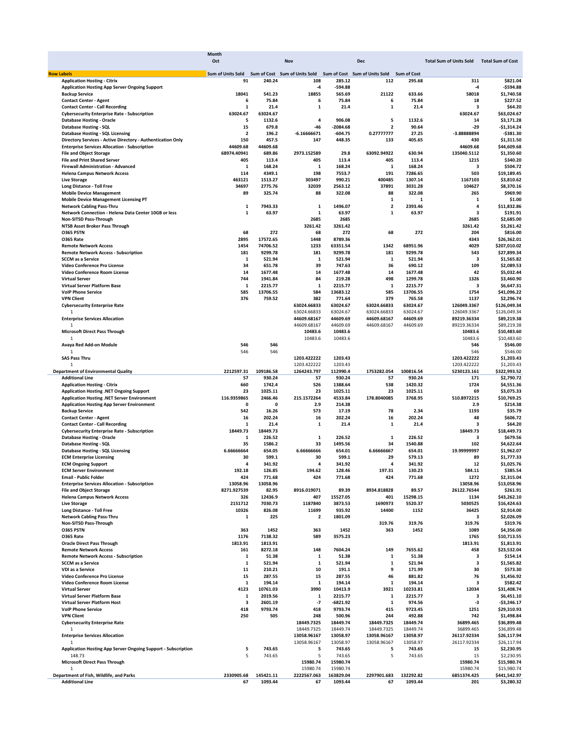| | Month | | | | | | | |
|---|---|---|---|---|---|---|---|---|
| | Oct | | Nov | | Dec | | Total Sum of Units Sold | Total Sum of Cost |
| **Row Labels** | Sum of Units Sold | Sum of Cost | Sum of Units Sold | Sum of Cost | Sum of Units Sold | Sum of Cost | | |
| **Application Hosting - Citrix** | 91 | 240.24 | 108 | 285.12 | 112 | 295.68 | 311 | $821.04 |
| **Application Hosting App Server Ongoing Support** | | | -4 | -594.88 | | | -4 | -$594.88 |
| **Backup Service** | 18041 | 541.23 | 18855 | 565.69 | 21122 | 633.66 | 58018 | $1,740.58 |
| **Contact Center - Agent** | 6 | 75.84 | 6 | 75.84 | 6 | 75.84 | 18 | $227.52 |
| **Contact Center - Call Recording** | 1 | 21.4 | 1 | 21.4 | 1 | 21.4 | 3 | $64.20 |
| **Cybersecurity Enterprise Rate - Subscription** | 63024.67 | 63024.67 | | | | | 63024.67 | $63,024.67 |
| **Database Hosting - Oracle** | 5 | 1132.6 | 4 | 906.08 | 5 | 1132.6 | 14 | $3,171.28 |
| **Database Hosting - SQL** | 15 | 679.8 | -46 | -2084.68 | 2 | 90.64 | -29 | -$1,314.24 |
| **Database Hosting - SQL Licensing** | 2 | 196.2 | -6.16666671 | -604.75 | 0.27777777 | 27.25 | -3.88888894 | -$381.30 |
| **Directory Services - Active Directory - Authentication Only** | 150 | 457.5 | 147 | 448.35 | 133 | 405.65 | 430 | $1,311.50 |
| **Enterprise Services Allocation - Subscription** | 44609.68 | 44609.68 | | | | | 44609.68 | $44,609.68 |
| **File and Object Storage** | 68974.40941 | 689.86 | 2973.152589 | 29.8 | 63092.94922 | 630.94 | 135040.5112 | $1,350.60 |
| **File and Print Shared Server** | 405 | 113.4 | 405 | 113.4 | 405 | 113.4 | 1215 | $340.20 |
| **Firewall Administration - Advanced** | 1 | 168.24 | 1 | 168.24 | 1 | 168.24 | 3 | $504.72 |
| **Helena Campus Network Access** | 114 | 4349.1 | 198 | 7553.7 | 191 | 7286.65 | 503 | $19,189.45 |
| **Live Storage** | 463121 | 1513.27 | 303497 | 990.21 | 400485 | 1307.14 | 1167103 | $3,810.62 |
| **Long Distance - Toll Free** | 34697 | 2775.76 | 32039 | 2563.12 | 37891 | 3031.28 | 104627 | $8,370.16 |
| **Mobile Device Management** | 89 | 325.74 | 88 | 322.08 | 88 | 322.08 | 265 | $969.90 |
| **Mobile Device Management Licensing PT** | | | | | 1 | 1 | 1 | $1.00 |
| **Network Cabling Pass-Thru** | 1 | 7943.33 | 1 | 1496.07 | 2 | 2393.46 | 4 | $11,832.86 |
| **Network Connection - Helena Data Center 10GB or less** | 1 | 63.97 | 1 | 63.97 | 1 | 63.97 | 3 | $191.91 |
| **Non-SITSD Pass-Through** | | | 2685 | 2685 | | | 2685 | $2,685.00 |
| **NTSB Asset Broker Pass Through** | | | 3261.42 | 3261.42 | | | 3261.42 | $3,261.42 |
| **O365 PSTN** | 68 | 272 | 68 | 272 | 68 | 272 | 204 | $816.00 |
| **O365 Rate** | 2895 | 17572.65 | 1448 | 8789.36 | | | 4343 | $26,362.01 |
| **Remote Network Access** | 1454 | 74706.52 | 1233 | 63351.54 | 1342 | 68951.96 | 4029 | $207,010.02 |
| **Remote Network Access - Subscription** | 181 | 9299.78 | 181 | 9299.78 | 181 | 9299.78 | 543 | $27,899.34 |
| **SCCM as a Service** | 1 | 521.94 | 1 | 521.94 | 1 | 521.94 | 3 | $1,565.82 |
| **Video Conference Pro License** | 34 | 651.78 | 39 | 747.63 | 36 | 690.12 | 109 | $2,089.53 |
| **Video Conference Room License** | 14 | 1677.48 | 14 | 1677.48 | 14 | 1677.48 | 42 | $5,032.44 |
| **Virtual Server** | 744 | 1941.84 | 84 | 219.28 | 498 | 1299.78 | 1326 | $3,460.90 |
| **Virtual Server Platform Base** | 1 | 2215.77 | 1 | 2215.77 | 1 | 2215.77 | 3 | $6,647.31 |
| **VoIP Phone Service** | 585 | 13706.55 | 584 | 13683.12 | 585 | 13706.55 | 1754 | $41,096.22 |
| **VPN Client** | 376 | 759.52 | 382 | 771.64 | 379 | 765.58 | 1137 | $2,296.74 |
| **Cybersecurity Enterprise Rate** | | | 63024.66833 | 63024.67 | 63024.66833 | 63024.67 | 126049.3367 | $126,049.34 |
| 1 | | | 63024.66833 | 63024.67 | 63024.66833 | 63024.67 | 126049.3367 | $126,049.34 |
| **Enterprise Services Allocation** | | | 44609.68167 | 44609.69 | 44609.68167 | 44609.69 | 89219.36334 | $89,219.38 |
| 1 | | | 44609.68167 | 44609.69 | 44609.68167 | 44609.69 | 89219.36334 | $89,219.38 |
| **Microsoft Direct Pass Through** | | | 10483.6 | 10483.6 | | | 10483.6 | $10,483.60 |
| 1 | | | 10483.6 | 10483.6 | | | 10483.6 | $10,483.60 |
| **Avaya Red Add-on Module** | 546 | 546 | | | | | 546 | $546.00 |
| 1 | 546 | 546 | | | | | 546 | $546.00 |
| **SAS Pass Thru** | | | 1203.422222 | 1203.43 | | | 1203.422222 | $1,203.43 |
| 1 | | | 1203.422222 | 1203.43 | | | 1203.422222 | $1,203.43 |
| **Department of Environmental Quality** | 2212597.31 | 109186.58 | 1264243.797 | 112990.4 | 1753282.054 | 100816.54 | 5230123.161 | $322,993.52 |
| **Additional Line** | 57 | 930.24 | 57 | 930.24 | 57 | 930.24 | 171 | $2,790.72 |
| **Application Hosting - Citrix** | 660 | 1742.4 | 526 | 1388.64 | 538 | 1420.32 | 1724 | $4,551.36 |
| **Application Hosting .NET Ongoing Support** | 23 | 1025.11 | 23 | 1025.11 | 23 | 1025.11 | 69 | $3,075.33 |
| **Application Hosting .NET Server Environment** | 116.9359865 | 2466.46 | 215.1572264 | 4533.84 | 178.8040085 | 3768.95 | 510.8972215 | $10,769.25 |
| **Application Hosting App Server Environment** | 0 | 0 | 2.9 | 214.38 | | | 2.9 | $214.38 |
| **Backup Service** | 542 | 16.26 | 573 | 17.19 | 78 | 2.34 | 1193 | $35.79 |
| **Contact Center - Agent** | 16 | 202.24 | 16 | 202.24 | 16 | 202.24 | 48 | $606.72 |
| **Contact Center - Call Recording** | 1 | 21.4 | 1 | 21.4 | 1 | 21.4 | 3 | $64.20 |
| **Cybersecurity Enterprise Rate - Subscription** | 18449.73 | 18449.73 | | | | | 18449.73 | $18,449.73 |
| **Database Hosting - Oracle** | 1 | 226.52 | 1 | 226.52 | 1 | 226.52 | 3 | $679.56 |
| **Database Hosting - SQL** | 35 | 1586.2 | 33 | 1495.56 | 34 | 1540.88 | 102 | $4,622.64 |
| **Database Hosting - SQL Licensing** | 6.66666664 | 654.05 | 6.66666666 | 654.01 | 6.66666667 | 654.01 | 19.99999997 | $1,962.07 |
| **ECM Enterprise Licensing** | 30 | 599.1 | 30 | 599.1 | 29 | 579.13 | 89 | $1,777.33 |
| **ECM Ongoing Support** | 4 | 341.92 | 4 | 341.92 | 4 | 341.92 | 12 | $1,025.76 |
| **ECM Server Environment** | 192.18 | 126.85 | 194.62 | 128.46 | 197.31 | 130.23 | 584.11 | $385.54 |
| **Email - Public Folder** | 424 | 771.68 | 424 | 771.68 | 424 | 771.68 | 1272 | $2,315.04 |
| **Enterprise Services Allocation - Subscription** | 13058.96 | 13058.96 | | | | | 13058.96 | $13,058.96 |
| **File and Object Storage** | 8271.927539 | 82.95 | 8916.019071 | 89.39 | 8934.818828 | 89.57 | 26122.76544 | $261.91 |
| **Helena Campus Network Access** | 326 | 12436.9 | 407 | 15527.05 | 401 | 15298.15 | 1134 | $43,262.10 |
| **Live Storage** | 2151712 | 7030.73 | 1187840 | 3873.53 | 1690973 | 5520.37 | 5030525 | $16,424.63 |
| **Long Distance - Toll Free** | 10326 | 826.08 | 11699 | 935.92 | 14400 | 1152 | 36425 | $2,914.00 |
| **Network Cabling Pass-Thru** | 1 | 225 | 2 | 1801.09 | | | 3 | $2,026.09 |
| **Non-SITSD Pass-Through** | | | | | 319.76 | 319.76 | 319.76 | $319.76 |
| **O365 PSTN** | 363 | 1452 | 363 | 1452 | 363 | 1452 | 1089 | $4,356.00 |
| **O365 Rate** | 1176 | 7138.32 | 589 | 3575.23 | | | 1765 | $10,713.55 |
| **Oracle Direct Pass Through** | 1813.91 | 1813.91 | | | | | 1813.91 | $1,813.91 |
| **Remote Network Access** | 161 | 8272.18 | 148 | 7604.24 | 149 | 7655.62 | 458 | $23,532.04 |
| **Remote Network Access - Subscription** | 1 | 51.38 | 1 | 51.38 | 1 | 51.38 | 3 | $154.14 |
| **SCCM as a Service** | 1 | 521.94 | 1 | 521.94 | 1 | 521.94 | 3 | $1,565.82 |
| **VDI as a Service** | 11 | 210.21 | 10 | 191.1 | 9 | 171.99 | 30 | $573.30 |
| **Video Conference Pro License** | 15 | 287.55 | 15 | 287.55 | 46 | 881.82 | 76 | $1,456.92 |
| **Video Conference Room License** | 1 | 194.14 | 1 | 194.14 | 1 | 194.14 | 3 | $582.42 |
| **Virtual Server** | 4123 | 10761.03 | 3990 | 10413.9 | 3921 | 10233.81 | 12034 | $31,408.74 |
| **Virtual Server Platform Base** | 1 | 2019.56 | 1 | 2215.77 | 1 | 2215.77 | 3 | $6,451.10 |
| **Virtual Server Platform Host** | 3 | 2601.19 | -7 | -6821.92 | 1 | 974.56 | -3 | -$3,246.17 |
| **VoIP Phone Service** | 418 | 9793.74 | 418 | 9793.74 | 415 | 9723.45 | 1251 | $29,310.93 |
| **VPN Client** | 250 | 505 | 248 | 500.96 | 244 | 492.88 | 742 | $1,498.84 |
| **Cybersecurity Enterprise Rate** | | | 18449.7325 | 18449.74 | 18449.7325 | 18449.74 | 36899.465 | $36,899.48 |
| 1 | | | 18449.7325 | 18449.74 | 18449.7325 | 18449.74 | 36899.465 | $36,899.48 |
| **Enterprise Services Allocation** | | | 13058.96167 | 13058.97 | 13058.96167 | 13058.97 | 26117.92334 | $26,117.94 |
| 1 | | | 13058.96167 | 13058.97 | 13058.96167 | 13058.97 | 26117.92334 | $26,117.94 |
| **Application Hosting App Server Ongoing Support - Subscription** | 5 | 743.65 | 5 | 743.65 | 5 | 743.65 | 15 | $2,230.95 |
| 148.73 | 5 | 743.65 | 5 | 743.65 | 5 | 743.65 | 15 | $2,230.95 |
| **Microsoft Direct Pass Through** | | | 15980.74 | 15980.74 | | | 15980.74 | $15,980.74 |
| 1 | | | 15980.74 | 15980.74 | | | 15980.74 | $15,980.74 |
| **Department of Fish, Wildlife, and Parks** | 2330905.68 | 145421.11 | 2222567.063 | 163829.04 | 2297901.683 | 132292.82 | 6851374.425 | $441,542.97 |
| **Additional Line** | 67 | 1093.44 | 67 | 1093.44 | 67 | 1093.44 | 201 | $3,280.32 |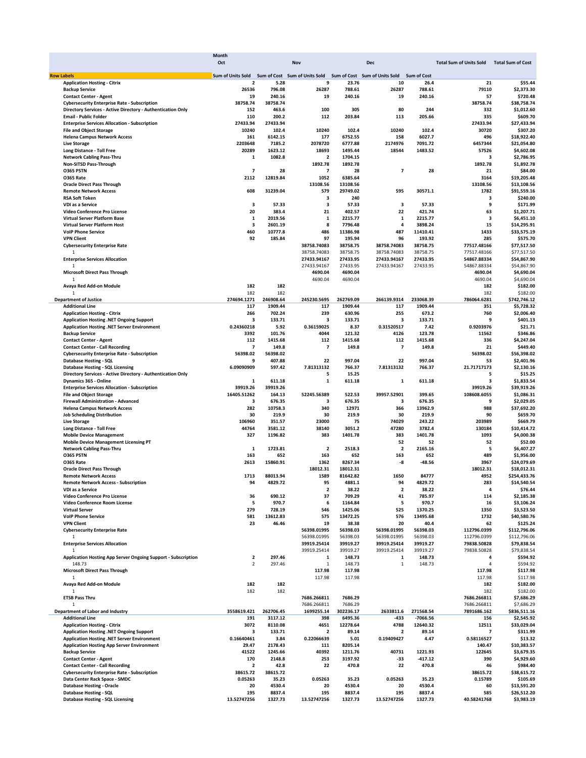| Row Labels | Oct Sum of Units Sold | Oct Sum of Cost | Nov Sum of Units Sold | Nov Sum of Cost | Dec Sum of Units Sold | Dec Sum of Cost | Total Sum of Units Sold | Total Sum of Cost |
|---|---|---|---|---|---|---|---|---|
| Application Hosting - Citrix | 2 | 5.28 | 9 | 23.76 | 10 | 26.4 | 21 | $55.44 |
| Backup Service | 26536 | 796.08 | 26287 | 788.61 | 26287 | 788.61 | 79110 | $2,373.30 |
| Contact Center - Agent | 19 | 240.16 | 19 | 240.16 | 19 | 240.16 | 57 | $720.48 |
| Cybersecurity Enterprise Rate - Subscription | 38758.74 | 38758.74 | | | | | 38758.74 | $38,758.74 |
| Directory Services - Active Directory - Authentication Only | 152 | 463.6 | 100 | 305 | 80 | 244 | 332 | $1,012.60 |
| Email - Public Folder | 110 | 200.2 | 112 | 203.84 | 113 | 205.66 | 335 | $609.70 |
| Enterprise Services Allocation - Subscription | 27433.94 | 27433.94 | | | | | 27433.94 | $27,433.94 |
| File and Object Storage | 10240 | 102.4 | 10240 | 102.4 | 10240 | 102.4 | 30720 | $307.20 |
| Helena Campus Network Access | 161 | 6142.15 | 177 | 6752.55 | 158 | 6027.7 | 496 | $18,922.40 |
| Live Storage | 2203648 | 7185.2 | 2078720 | 6777.88 | 2174976 | 7091.72 | 6457344 | $21,054.80 |
| Long Distance - Toll Free | 20289 | 1623.12 | 18693 | 1495.44 | 18544 | 1483.52 | 57526 | $4,602.08 |
| Network Cabling Pass-Thru | 1 | 1082.8 | 2 | 1704.15 | | | 3 | $2,786.95 |
| Non-SITSD Pass-Through | | | 1892.78 | 1892.78 | | | 1892.78 | $1,892.78 |
| O365 PSTN | 7 | 28 | 7 | 28 | 7 | 28 | 21 | $84.00 |
| O365 Rate | 2112 | 12819.84 | 1052 | 6385.64 | | | 3164 | $19,205.48 |
| Oracle Direct Pass Through | | | 13108.56 | 13108.56 | | | 13108.56 | $13,108.56 |
| Remote Network Access | 608 | 31239.04 | 579 | 29749.02 | 595 | 30571.1 | 1782 | $91,559.16 |
| RSA Soft Token | | | 3 | 240 | | | 3 | $240.00 |
| VDI as a Service | 3 | 57.33 | 3 | 57.33 | 3 | 57.33 | 9 | $171.99 |
| Video Conference Pro License | 20 | 383.4 | 21 | 402.57 | 22 | 421.74 | 63 | $1,207.71 |
| Virtual Server Platform Base | 1 | 2019.56 | 1 | 2215.77 | 1 | 2215.77 | 3 | $6,451.10 |
| Virtual Server Platform Host | 3 | 2601.19 | 8 | 7796.48 | 4 | 3898.24 | 15 | $14,295.91 |
| VoIP Phone Service | 460 | 10777.8 | 486 | 11386.98 | 487 | 11410.41 | 1433 | $33,575.19 |
| VPN Client | 92 | 185.84 | 97 | 195.94 | 96 | 193.92 | 285 | $575.70 |
| Cybersecurity Enterprise Rate | | | 38758.74083 | 38758.75 | 38758.74083 | 38758.75 | 77517.48166 | $77,517.50 |
| 1 | | | 38758.74083 | 38758.75 | 38758.74083 | 38758.75 | 77517.48166 | $77,517.50 |
| Enterprise Services Allocation | | | 27433.94167 | 27433.95 | 27433.94167 | 27433.95 | 54867.88334 | $54,867.90 |
| 1 | | | 27433.94167 | 27433.95 | 27433.94167 | 27433.95 | 54867.88334 | $54,867.90 |
| Microsoft Direct Pass Through | | | 4690.04 | 4690.04 | | | 4690.04 | $4,690.04 |
| 1 | | | 4690.04 | 4690.04 | | | 4690.04 | $4,690.04 |
| Avaya Red Add-on Module | 182 | 182 | | | | | 182 | $182.00 |
| 1 | 182 | 182 | | | | | 182 | $182.00 |
| **Department of Justice** | **274694.1271** | **246908.64** | **245230.5695** | **262769.09** | **266139.9314** | **233068.39** | **786064.6281** | **$742,746.12** |
| Additional Line | 117 | 1909.44 | 117 | 1909.44 | 117 | 1909.44 | 351 | $5,728.32 |
| Application Hosting - Citrix | 266 | 702.24 | 239 | 630.96 | 255 | 673.2 | 760 | $2,006.40 |
| Application Hosting .NET Ongoing Support | 3 | 133.71 | 3 | 133.71 | 3 | 133.71 | 9 | $401.13 |
| Application Hosting .NET Server Environment | 0.24360218 | 5.92 | 0.36159025 | 8.37 | 0.31520517 | 7.42 | 0.9203976 | $21.71 |
| Backup Service | 3392 | 101.76 | 4044 | 121.32 | 4126 | 123.78 | 11562 | $346.86 |
| Contact Center - Agent | 112 | 1415.68 | 112 | 1415.68 | 112 | 1415.68 | 336 | $4,247.04 |
| Contact Center - Call Recording | 7 | 149.8 | 7 | 149.8 | 7 | 149.8 | 21 | $449.40 |
| Cybersecurity Enterprise Rate - Subscription | 56398.02 | 56398.02 | | | | | 56398.02 | $56,398.02 |
| Database Hosting - SQL | 9 | 407.88 | 22 | 997.04 | 22 | 997.04 | 53 | $2,401.96 |
| Database Hosting - SQL Licensing | 6.09090909 | 597.42 | 7.81313132 | 766.37 | 7.81313132 | 766.37 | 21.71717173 | $2,130.16 |
| Directory Services - Active Directory - Authentication Only | | | 5 | 15.25 | | | 5 | $15.25 |
| Dynamics 365 - Online | 1 | 611.18 | 1 | 611.18 | 1 | 611.18 | 3 | $1,833.54 |
| Enterprise Services Allocation - Subscription | 39919.26 | 39919.26 | | | | | 39919.26 | $39,919.26 |
| File and Object Storage | 16405.51262 | 164.13 | 52245.56389 | 522.53 | 39957.52901 | 399.65 | 108608.6055 | $1,086.31 |
| Firewall Administration - Advanced | 3 | 676.35 | 3 | 676.35 | 3 | 676.35 | 9 | $2,029.05 |
| Helena Campus Network Access | 282 | 10758.3 | 340 | 12971 | 366 | 13962.9 | 988 | $37,692.20 |
| Job Scheduling Distribution | 30 | 219.9 | 30 | 219.9 | 30 | 219.9 | 90 | $659.70 |
| Live Storage | 106960 | 351.57 | 23000 | 75 | 74029 | 243.22 | 203989 | $669.79 |
| Long Distance - Toll Free | 44764 | 3581.12 | 38140 | 3051.2 | 47280 | 3782.4 | 130184 | $10,414.72 |
| Mobile Device Management | 327 | 1196.82 | 383 | 1401.78 | 383 | 1401.78 | 1093 | $4,000.38 |
| Mobile Device Management Licensing PT | | | | | 52 | 52 | 52 | $52.00 |
| Network Cabling Pass-Thru | 1 | 1723.81 | 2 | 2518.3 | 2 | 2165.16 | 5 | $6,407.27 |
| O365 PSTN | 163 | 652 | 163 | 652 | 163 | 652 | 489 | $1,956.00 |
| O365 Rate | 2613 | 15860.91 | 1362 | 8267.34 | -8 | -48.56 | 3967 | $24,079.69 |
| Oracle Direct Pass Through | | | 18012.31 | 18012.31 | | | 18012.31 | $18,012.31 |
| Remote Network Access | 1713 | 88013.94 | 1589 | 81642.82 | 1650 | 84777 | 4952 | $254,433.76 |
| Remote Network Access - Subscription | 94 | 4829.72 | 95 | 4881.1 | 94 | 4829.72 | 283 | $14,540.54 |
| VDI as a Service | | | 2 | 38.22 | 2 | 38.22 | 4 | $76.44 |
| Video Conference Pro License | 36 | 690.12 | 37 | 709.29 | 41 | 785.97 | 114 | $2,185.38 |
| Video Conference Room License | 5 | 970.7 | 6 | 1164.84 | 5 | 970.7 | 16 | $3,106.24 |
| Virtual Server | 279 | 728.19 | 546 | 1425.06 | 525 | 1370.25 | 1350 | $3,523.50 |
| VoIP Phone Service | 581 | 13612.83 | 575 | 13472.25 | 576 | 13495.68 | 1732 | $40,580.76 |
| VPN Client | 23 | 46.46 | 19 | 38.38 | 20 | 40.4 | 62 | $125.24 |
| Cybersecurity Enterprise Rate | | | 56398.01995 | 56398.03 | 56398.01995 | 56398.03 | 112796.0399 | $112,796.06 |
| 1 | | | 56398.01995 | 56398.03 | 56398.01995 | 56398.03 | 112796.0399 | $112,796.06 |
| Enterprise Services Allocation | | | 39919.25414 | 39919.27 | 39919.25414 | 39919.27 | 79838.50828 | $79,838.54 |
| 1 | | | 39919.25414 | 39919.27 | 39919.25414 | 39919.27 | 79838.50828 | $79,838.54 |
| Application Hosting App Server Ongoing Support - Subscription | 2 | 297.46 | 1 | 148.73 | 1 | 148.73 | 4 | $594.92 |
| 148.73 | 2 | 297.46 | 1 | 148.73 | 1 | 148.73 | 4 | $594.92 |
| Microsoft Direct Pass Through | | | 117.98 | 117.98 | | | 117.98 | $117.98 |
| 1 | | | 117.98 | 117.98 | | | 117.98 | $117.98 |
| Avaya Red Add-on Module | 182 | 182 | | | | | 182 | $182.00 |
| 1 | 182 | 182 | | | | | 182 | $182.00 |
| ETSB Pass Thru | | | 7686.266811 | 7686.29 | | | 7686.266811 | $7,686.29 |
| 1 | | | 7686.266811 | 7686.29 | | | 7686.266811 | $7,686.29 |
| **Department of Labor and Industry** | **3558619.421** | **262706.45** | **1699255.14** | **302236.17** | **2633811.6** | **271568.54** | **7891686.162** | **$836,511.16** |
| Additional Line | 191 | 3117.12 | 398 | 6495.36 | -433 | -7066.56 | 156 | $2,545.92 |
| Application Hosting - Citrix | 3072 | 8110.08 | 4651 | 12278.64 | 4788 | 12640.32 | 12511 | $33,029.04 |
| Application Hosting .NET Ongoing Support | 3 | 133.71 | 2 | 89.14 | 2 | 89.14 | 7 | $311.99 |
| Application Hosting .NET Server Environment | 0.16640461 | 3.84 | 0.22066639 | 5.01 | 0.19409427 | 4.47 | 0.58116527 | $13.32 |
| Application Hosting App Server Environment | 29.47 | 2178.43 | 111 | 8205.14 | | | 140.47 | $10,383.57 |
| Backup Service | 41522 | 1245.66 | 40392 | 1211.76 | 40731 | 1221.93 | 122645 | $3,679.35 |
| Contact Center - Agent | 170 | 2148.8 | 253 | 3197.92 | -33 | -417.12 | 390 | $4,929.60 |
| Contact Center - Call Recording | 2 | 42.8 | 22 | 470.8 | 22 | 470.8 | 46 | $984.40 |
| Cybersecurity Enterprise Rate - Subscription | 38615.72 | 38615.72 | | | | | 38615.72 | $38,615.72 |
| Data Center Rack Space - SMDC | 0.05263 | 35.23 | 0.05263 | 35.23 | 0.05263 | 35.23 | 0.15789 | $105.69 |
| Database Hosting - Oracle | 20 | 4530.4 | 20 | 4530.4 | 20 | 4530.4 | 60 | $13,591.20 |
| Database Hosting - SQL | 195 | 8837.4 | 195 | 8837.4 | 195 | 8837.4 | 585 | $26,512.20 |
| Database Hosting - SQL Licensing | 13.52747256 | 1327.73 | 13.52747256 | 1327.73 | 13.52747256 | 1327.73 | 40.58241768 | $3,983.19 |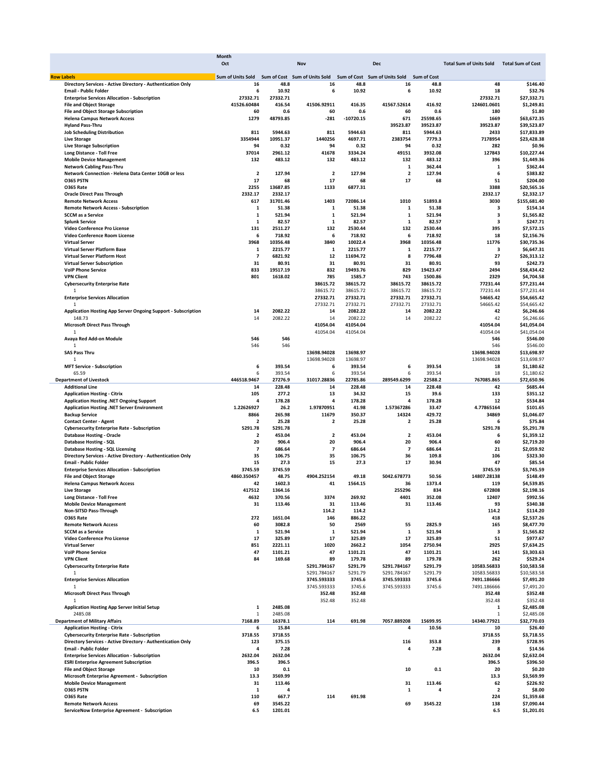| Row Labels | Month Oct Sum of Units Sold | Oct Sum of Cost | Nov Sum of Units Sold | Nov Sum of Cost | Dec Sum of Units Sold | Dec Sum of Cost | Total Sum of Units Sold | Total Sum of Cost |
|---|---|---|---|---|---|---|---|---|
| Directory Services - Active Directory - Authentication Only | 16 | 48.8 | 16 | 48.8 | 16 | 48.8 | 48 | $146.40 |
| Email - Public Folder | 6 | 10.92 | 6 | 10.92 | 6 | 10.92 | 18 | $32.76 |
| Enterprise Services Allocation - Subscription | 27332.71 | 27332.71 | | | | | 27332.71 | $27,332.71 |
| File and Object Storage | 41526.60484 | 416.54 | 41506.92911 | 416.35 | 41567.52614 | 416.92 | 124601.0601 | $1,249.81 |
| File and Object Storage Subscription | 60 | 0.6 | 60 | 0.6 | 60 | 0.6 | 180 | $1.80 |
| Helena Campus Network Access | 1279 | 48793.85 | -281 | -10720.15 | 671 | 25598.65 | 1669 | $63,672.35 |
| Hyland Pass-Thru | | | | | 39523.87 | 39523.87 | 39523.87 | $39,523.87 |
| Job Scheduling Distribution | 811 | 5944.63 | 811 | 5944.63 | 811 | 5944.63 | 2433 | $17,833.89 |
| Live Storage | 3354944 | 10951.37 | 1440256 | 4697.71 | 2383754 | 7779.3 | 7178954 | $23,428.38 |
| Live Storage Subscription | 94 | 0.32 | 94 | 0.32 | 94 | 0.32 | 282 | $0.96 |
| Long Distance - Toll Free | 37014 | 2961.12 | 41678 | 3334.24 | 49151 | 3932.08 | 127843 | $10,227.44 |
| Mobile Device Management | 132 | 483.12 | 132 | 483.12 | 132 | 483.12 | 396 | $1,449.36 |
| Network Cabling Pass-Thru | | | | | 1 | 362.44 | 1 | $362.44 |
| Network Connection - Helena Data Center 10GB or less | 2 | 127.94 | 2 | 127.94 | 2 | 127.94 | 6 | $383.82 |
| O365 PSTN | 17 | 68 | 17 | 68 | 17 | 68 | 51 | $204.00 |
| O365 Rate | 2255 | 13687.85 | 1133 | 6877.31 | | | 3388 | $20,565.16 |
| Oracle Direct Pass Through | 2332.17 | 2332.17 | | | | | 2332.17 | $2,332.17 |
| Remote Network Access | 617 | 31701.46 | 1403 | 72086.14 | 1010 | 51893.8 | 3030 | $155,681.40 |
| Remote Network Access - Subscription | 1 | 51.38 | 1 | 51.38 | 1 | 51.38 | 3 | $154.14 |
| SCCM as a Service | 1 | 521.94 | 1 | 521.94 | 1 | 521.94 | 3 | $1,565.82 |
| Splunk Service | 1 | 82.57 | 1 | 82.57 | 1 | 82.57 | 3 | $247.71 |
| Video Conference Pro License | 131 | 2511.27 | 132 | 2530.44 | 132 | 2530.44 | 395 | $7,572.15 |
| Video Conference Room License | 6 | 718.92 | 6 | 718.92 | 6 | 718.92 | 18 | $2,156.76 |
| Virtual Server | 3968 | 10356.48 | 3840 | 10022.4 | 3968 | 10356.48 | 11776 | $30,735.36 |
| Virtual Server Platform Base | 1 | 2215.77 | 1 | 2215.77 | 1 | 2215.77 | 3 | $6,647.31 |
| Virtual Server Platform Host | 7 | 6821.92 | 12 | 11694.72 | 8 | 7796.48 | 27 | $26,313.12 |
| Virtual Server Subscription | 31 | 80.91 | 31 | 80.91 | 31 | 80.91 | 93 | $242.73 |
| VoIP Phone Service | 833 | 19517.19 | 832 | 19493.76 | 829 | 19423.47 | 2494 | $58,434.42 |
| VPN Client | 801 | 1618.02 | 785 | 1585.7 | 743 | 1500.86 | 2329 | $4,704.58 |
| Cybersecurity Enterprise Rate | | | 38615.72 | 38615.72 | 38615.72 | 38615.72 | 77231.44 | $77,231.44 |
| 1 | | | 38615.72 | 38615.72 | 38615.72 | 38615.72 | 77231.44 | $77,231.44 |
| Enterprise Services Allocation | | | 27332.71 | 27332.71 | 27332.71 | 27332.71 | 54665.42 | $54,665.42 |
| 1 | | | 27332.71 | 27332.71 | 27332.71 | 27332.71 | 54665.42 | $54,665.42 |
| Application Hosting App Server Ongoing Support - Subscription | 14 | 2082.22 | 14 | 2082.22 | 14 | 2082.22 | 42 | $6,246.66 |
| 148.73 | 14 | 2082.22 | 14 | 2082.22 | 14 | 2082.22 | 42 | $6,246.66 |
| Microsoft Direct Pass Through | | | 41054.04 | 41054.04 | | | 41054.04 | $41,054.04 |
| 1 | | | 41054.04 | 41054.04 | | | 41054.04 | $41,054.04 |
| Avaya Red Add-on Module | 546 | 546 | | | | | 546 | $546.00 |
| 1 | 546 | 546 | | | | | 546 | $546.00 |
| SAS Pass Thru | | | 13698.94028 | 13698.97 | | | 13698.94028 | $13,698.97 |
| 1 | | | 13698.94028 | 13698.97 | | | 13698.94028 | $13,698.97 |
| MFT Service - Subscription | 6 | 393.54 | 6 | 393.54 | 6 | 393.54 | 18 | $1,180.62 |
| 65.59 | 6 | 393.54 | 6 | 393.54 | 6 | 393.54 | 18 | $1,180.62 |
| **Department of Livestock** | 446518.9467 | 27276.9 | 31017.28836 | 22785.86 | 289549.6299 | 22588.2 | 767085.865 | $72,650.96 |
| Additional Line | 14 | 228.48 | 14 | 228.48 | 14 | 228.48 | 42 | $685.44 |
| Application Hosting - Citrix | 105 | 277.2 | 13 | 34.32 | 15 | 39.6 | 133 | $351.12 |
| Application Hosting .NET Ongoing Support | 4 | 178.28 | 4 | 178.28 | 4 | 178.28 | 12 | $534.84 |
| Application Hosting .NET Server Environment | 1.22626927 | 26.2 | 1.97870951 | 41.98 | 1.57367286 | 33.47 | 4.77865164 | $101.65 |
| Backup Service | 8866 | 265.98 | 11679 | 350.37 | 14324 | 429.72 | 34869 | $1,046.07 |
| Contact Center - Agent | 2 | 25.28 | 2 | 25.28 | 2 | 25.28 | 6 | $75.84 |
| Cybersecurity Enterprise Rate - Subscription | 5291.78 | 5291.78 | | | | | 5291.78 | $5,291.78 |
| Database Hosting - Oracle | 2 | 453.04 | 2 | 453.04 | 2 | 453.04 | 6 | $1,359.12 |
| Database Hosting - SQL | 20 | 906.4 | 20 | 906.4 | 20 | 906.4 | 60 | $2,719.20 |
| Database Hosting - SQL Licensing | 7 | 686.64 | 7 | 686.64 | 7 | 686.64 | 21 | $2,059.92 |
| Directory Services - Active Directory - Authentication Only | 35 | 106.75 | 35 | 106.75 | 36 | 109.8 | 106 | $323.30 |
| Email - Public Folder | 15 | 27.3 | 15 | 27.3 | 17 | 30.94 | 47 | $85.54 |
| Enterprise Services Allocation - Subscription | 3745.59 | 3745.59 | | | | | 3745.59 | $3,745.59 |
| File and Object Storage | 4860.350457 | 48.75 | 4904.252154 | 49.18 | 5042.678773 | 50.56 | 14807.28138 | $148.49 |
| Helena Campus Network Access | 42 | 1602.3 | 41 | 1564.15 | 36 | 1373.4 | 119 | $4,539.85 |
| Live Storage | 417512 | 1364.16 | | | 255296 | 834 | 672808 | $2,198.16 |
| Long Distance - Toll Free | 4632 | 370.56 | 3374 | 269.92 | 4401 | 352.08 | 12407 | $992.56 |
| Mobile Device Management | 31 | 113.46 | 31 | 113.46 | 31 | 113.46 | 93 | $340.38 |
| Non-SITSD Pass-Through | | | 114.2 | 114.2 | | | 114.2 | $114.20 |
| O365 Rate | 272 | 1651.04 | 146 | 886.22 | | | 418 | $2,537.26 |
| Remote Network Access | 60 | 3082.8 | 50 | 2569 | 55 | 2825.9 | 165 | $8,477.70 |
| SCCM as a Service | 1 | 521.94 | 1 | 521.94 | 1 | 521.94 | 3 | $1,565.82 |
| Video Conference Pro License | 17 | 325.89 | 17 | 325.89 | 17 | 325.89 | 51 | $977.67 |
| Virtual Server | 851 | 2221.11 | 1020 | 2662.2 | 1054 | 2750.94 | 2925 | $7,634.25 |
| VoIP Phone Service | 47 | 1101.21 | 47 | 1101.21 | 47 | 1101.21 | 141 | $3,303.63 |
| VPN Client | 84 | 169.68 | 89 | 179.78 | 89 | 179.78 | 262 | $529.24 |
| Cybersecurity Enterprise Rate | | | 5291.784167 | 5291.79 | 5291.784167 | 5291.79 | 10583.56833 | $10,583.58 |
| 1 | | | 5291.784167 | 5291.79 | 5291.784167 | 5291.79 | 10583.56833 | $10,583.58 |
| Enterprise Services Allocation | | | 3745.593333 | 3745.6 | 3745.593333 | 3745.6 | 7491.186666 | $7,491.20 |
| 1 | | | 3745.593333 | 3745.6 | 3745.593333 | 3745.6 | 7491.186666 | $7,491.20 |
| Microsoft Direct Pass Through | | | 352.48 | 352.48 | | | 352.48 | $352.48 |
| 1 | | | 352.48 | 352.48 | | | 352.48 | $352.48 |
| Application Hosting App Server Initial Setup | 1 | 2485.08 | | | | | 1 | $2,485.08 |
| 2485.08 | 1 | 2485.08 | | | | | 1 | $2,485.08 |
| **Department of Military Affairs** | 7168.89 | 16378.1 | 114 | 691.98 | 7057.889208 | 15699.95 | 14340.77921 | $32,770.03 |
| Application Hosting - Citrix | 6 | 15.84 | | | 4 | 10.56 | 10 | $26.40 |
| Cybersecurity Enterprise Rate - Subscription | 3718.55 | 3718.55 | | | | | 3718.55 | $3,718.55 |
| Directory Services - Active Directory - Authentication Only | 123 | 375.15 | | | 116 | 353.8 | 239 | $728.95 |
| Email - Public Folder | 4 | 7.28 | | | 4 | 7.28 | 8 | $14.56 |
| Enterprise Services Allocation - Subscription | 2632.04 | 2632.04 | | | | | 2632.04 | $2,632.04 |
| ESRI Enterprise Agreement Subscription | 396.5 | 396.5 | | | | | 396.5 | $396.50 |
| File and Object Storage | 10 | 0.1 | | | 10 | 0.1 | 20 | $0.20 |
| Microsoft Enterprise Agreement - Subscription | 13.3 | 3569.99 | | | | | 13.3 | $3,569.99 |
| Mobile Device Management | 31 | 113.46 | | | 31 | 113.46 | 62 | $226.92 |
| O365 PSTN | 1 | 4 | | | 1 | 4 | 2 | $8.00 |
| O365 Rate | 110 | 667.7 | 114 | 691.98 | | | 224 | $1,359.68 |
| Remote Network Access | 69 | 3545.22 | | | 69 | 3545.22 | 138 | $7,090.44 |
| ServiceNow Enterprise Agreement - Subscription | 6.5 | 1201.01 | | | | | 6.5 | $1,201.01 |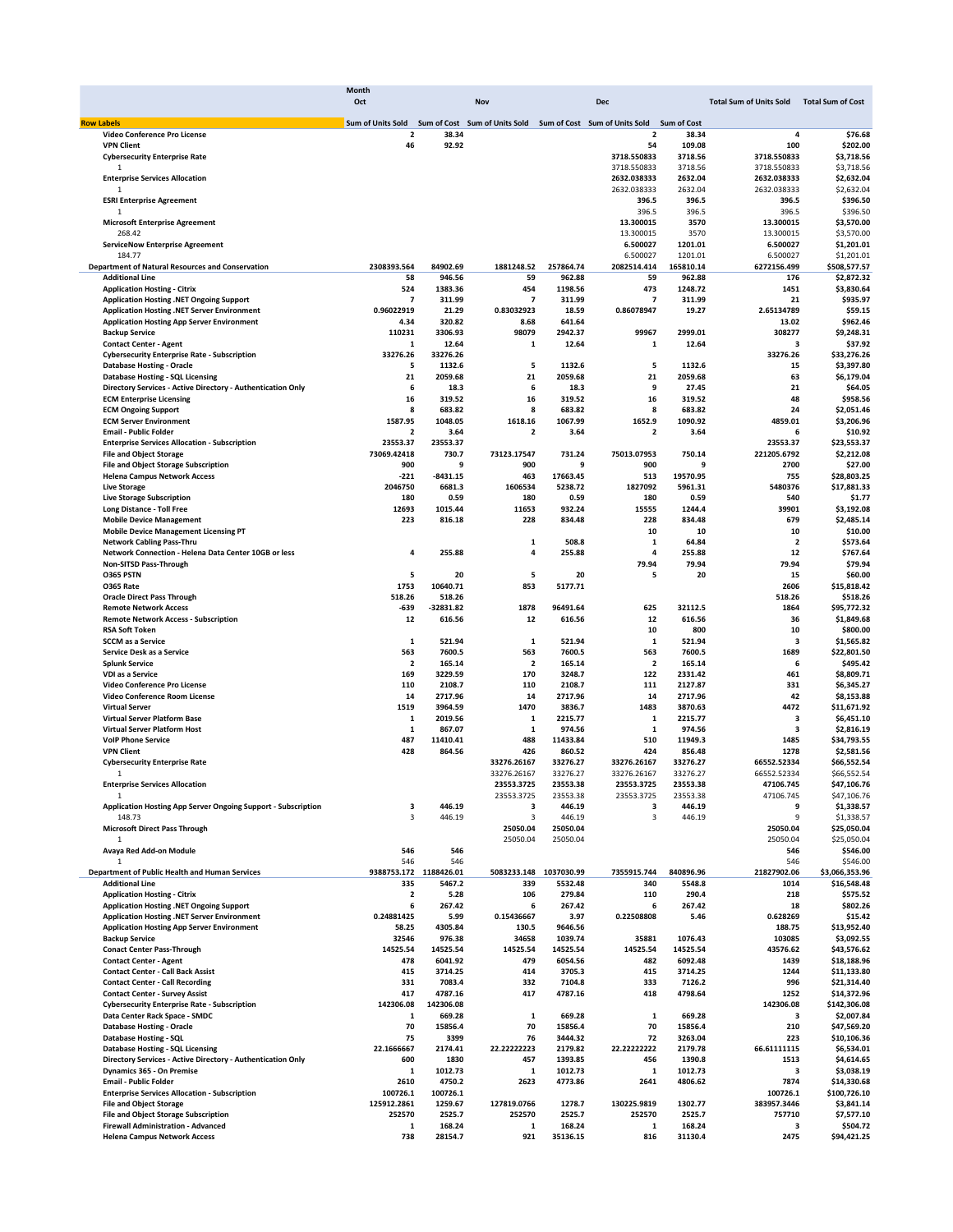| | Month | | | | | | | |
|---|---|---|---|---|---|---|---|---|
| | Oct | | Nov | | Dec | | Total Sum of Units Sold | Total Sum of Cost |
| **Row Labels** | Sum of Units Sold | Sum of Cost | Sum of Units Sold | Sum of Cost | Sum of Units Sold | Sum of Cost | | |
| **Video Conference Pro License** | **2** | **38.34** | | | **2** | **38.34** | **4** | **$76.68** |
| **VPN Client** | **46** | **92.92** | | | **54** | **109.08** | **100** | **$202.00** |
| **Cybersecurity Enterprise Rate** | | | | | **3718.550833** | **3718.56** | **3718.550833** | **$3,718.56** |
| 1 | | | | | 3718.550833 | 3718.56 | 3718.550833 | $3,718.56 |
| **Enterprise Services Allocation** | | | | | **2632.038333** | **2632.04** | **2632.038333** | **$2,632.04** |
| 1 | | | | | 2632.038333 | 2632.04 | 2632.038333 | $2,632.04 |
| **ESRI Enterprise Agreement** | | | | | **396.5** | **396.5** | **396.5** | **$396.50** |
| 1 | | | | | 396.5 | 396.5 | 396.5 | $396.50 |
| **Microsoft Enterprise Agreement** | | | | | **13.300015** | **3570** | **13.300015** | **$3,570.00** |
| 268.42 | | | | | 13.300015 | 3570 | 13.300015 | $3,570.00 |
| **ServiceNow Enterprise Agreement** | | | | | **6.500027** | **1201.01** | **6.500027** | **$1,201.01** |
| 184.77 | | | | | 6.500027 | 1201.01 | 6.500027 | $1,201.01 |
| **Department of Natural Resources and Conservation** | **2308393.564** | **84902.69** | **1881248.52** | **257864.74** | **2082514.414** | **165810.14** | **6272156.499** | **$508,577.57** |
| **Additional Line** | **58** | **946.56** | **59** | **962.88** | **59** | **962.88** | **176** | **$2,872.32** |
| **Application Hosting - Citrix** | **524** | **1383.36** | **454** | **1198.56** | **473** | **1248.72** | **1451** | **$3,830.64** |
| **Application Hosting .NET Ongoing Support** | **7** | **311.99** | **7** | **311.99** | **7** | **311.99** | **21** | **$935.97** |
| **Application Hosting .NET Server Environment** | **0.96022919** | **21.29** | **0.83032923** | **18.59** | **0.86078947** | **19.27** | **2.65134789** | **$59.15** |
| **Application Hosting App Server Environment** | **4.34** | **320.82** | **8.68** | **641.64** | | | **13.02** | **$962.46** |
| **Backup Service** | **110231** | **3306.93** | **98079** | **2942.37** | **99967** | **2999.01** | **308277** | **$9,248.31** |
| **Contact Center - Agent** | **1** | **12.64** | **1** | **12.64** | **1** | **12.64** | **3** | **$37.92** |
| **Cybersecurity Enterprise Rate - Subscription** | **33276.26** | **33276.26** | | | | | **33276.26** | **$33,276.26** |
| **Database Hosting - Oracle** | **5** | **1132.6** | **5** | **1132.6** | **5** | **1132.6** | **15** | **$3,397.80** |
| **Database Hosting - SQL Licensing** | **21** | **2059.68** | **21** | **2059.68** | **21** | **2059.68** | **63** | **$6,179.04** |
| **Directory Services - Active Directory - Authentication Only** | **6** | **18.3** | **6** | **18.3** | **9** | **27.45** | **21** | **$64.05** |
| **ECM Enterprise Licensing** | **16** | **319.52** | **16** | **319.52** | **16** | **319.52** | **48** | **$958.56** |
| **ECM Ongoing Support** | **8** | **683.82** | **8** | **683.82** | **8** | **683.82** | **24** | **$2,051.46** |
| **ECM Server Environment** | **1587.95** | **1048.05** | **1618.16** | **1067.99** | **1652.9** | **1090.92** | **4859.01** | **$3,206.96** |
| **Email - Public Folder** | **2** | **3.64** | **2** | **3.64** | **2** | **3.64** | **6** | **$10.92** |
| **Enterprise Services Allocation - Subscription** | **23553.37** | **23553.37** | | | | | **23553.37** | **$23,553.37** |
| **File and Object Storage** | **73069.42418** | **730.7** | **73123.17547** | **731.24** | **75013.07953** | **750.14** | **221205.6792** | **$2,212.08** |
| **File and Object Storage Subscription** | **900** | **9** | **900** | **9** | **900** | **9** | **2700** | **$27.00** |
| **Helena Campus Network Access** | **-221** | **-8431.15** | **463** | **17663.45** | **513** | **19570.95** | **755** | **$28,803.25** |
| **Live Storage** | **2046750** | **6681.3** | **1606534** | **5238.72** | **1827092** | **5961.31** | **5480376** | **$17,881.33** |
| **Live Storage Subscription** | **180** | **0.59** | **180** | **0.59** | **180** | **0.59** | **540** | **$1.77** |
| **Long Distance - Toll Free** | **12693** | **1015.44** | **11653** | **932.24** | **15555** | **1244.4** | **39901** | **$3,192.08** |
| **Mobile Device Management** | **223** | **816.18** | **228** | **834.48** | **228** | **834.48** | **679** | **$2,485.14** |
| **Mobile Device Management Licensing PT** | | | | | **10** | **10** | **10** | **$10.00** |
| **Network Cabling Pass-Thru** | | | **1** | **508.8** | **1** | **64.84** | **2** | **$573.64** |
| **Network Connection - Helena Data Center 10GB or less** | **4** | **255.88** | **4** | **255.88** | **4** | **255.88** | **12** | **$767.64** |
| **Non-SITSD Pass-Through** | | | | | **79.94** | **79.94** | **79.94** | **$79.94** |
| **O365 PSTN** | **5** | **20** | **5** | **20** | **5** | **20** | **15** | **$60.00** |
| **O365 Rate** | **1753** | **10640.71** | **853** | **5177.71** | | | **2606** | **$15,818.42** |
| **Oracle Direct Pass Through** | **518.26** | **518.26** | | | | | **518.26** | **$518.26** |
| **Remote Network Access** | **-639** | **-32831.82** | **1878** | **96491.64** | **625** | **32112.5** | **1864** | **$95,772.32** |
| **Remote Network Access - Subscription** | **12** | **616.56** | **12** | **616.56** | **12** | **616.56** | **36** | **$1,849.68** |
| **RSA Soft Token** | | | | | **10** | **800** | **10** | **$800.00** |
| **SCCM as a Service** | **1** | **521.94** | **1** | **521.94** | **1** | **521.94** | **3** | **$1,565.82** |
| **Service Desk as a Service** | **563** | **7600.5** | **563** | **7600.5** | **563** | **7600.5** | **1689** | **$22,801.50** |
| **Splunk Service** | **2** | **165.14** | **2** | **165.14** | **2** | **165.14** | **6** | **$495.42** |
| **VDI as a Service** | **169** | **3229.59** | **170** | **3248.7** | **122** | **2331.42** | **461** | **$8,809.71** |
| **Video Conference Pro License** | **110** | **2108.7** | **110** | **2108.7** | **111** | **2127.87** | **331** | **$6,345.27** |
| **Video Conference Room License** | **14** | **2717.96** | **14** | **2717.96** | **14** | **2717.96** | **42** | **$8,153.88** |
| **Virtual Server** | **1519** | **3964.59** | **1470** | **3836.7** | **1483** | **3870.63** | **4472** | **$11,671.92** |
| **Virtual Server Platform Base** | **1** | **2019.56** | **1** | **2215.77** | **1** | **2215.77** | **3** | **$6,451.10** |
| **Virtual Server Platform Host** | **1** | **867.07** | **1** | **974.56** | **1** | **974.56** | **3** | **$2,816.19** |
| **VoIP Phone Service** | **487** | **11410.41** | **488** | **11433.84** | **510** | **11949.3** | **1485** | **$34,793.55** |
| **VPN Client** | **428** | **864.56** | **426** | **860.52** | **424** | **856.48** | **1278** | **$2,581.56** |
| **Cybersecurity Enterprise Rate** | | | **33276.26167** | **33276.27** | **33276.26167** | **33276.27** | **66552.52334** | **$66,552.54** |
| 1 | | | 33276.26167 | 33276.27 | 33276.26167 | 33276.27 | 66552.52334 | $66,552.54 |
| **Enterprise Services Allocation** | | | **23553.3725** | **23553.38** | **23553.3725** | **23553.38** | **47106.745** | **$47,106.76** |
| 1 | | | 23553.3725 | 23553.38 | 23553.3725 | 23553.38 | 47106.745 | $47,106.76 |
| **Application Hosting App Server Ongoing Support - Subscription** | **3** | **446.19** | **3** | **446.19** | **3** | **446.19** | **9** | **$1,338.57** |
| 148.73 | 3 | 446.19 | 3 | 446.19 | 3 | 446.19 | 9 | $1,338.57 |
| **Microsoft Direct Pass Through** | | | **25050.04** | **25050.04** | | | **25050.04** | **$25,050.04** |
| 1 | | | 25050.04 | 25050.04 | | | 25050.04 | $25,050.04 |
| **Avaya Red Add-on Module** | **546** | **546** | | | | | **546** | **$546.00** |
| 1 | 546 | 546 | | | | | 546 | $546.00 |
| **Department of Public Health and Human Services** | **9388753.172** | **1188426.01** | **5083233.148** | **1037030.99** | **7355915.744** | **840896.96** | **21827902.06** | **$3,066,353.96** |
| **Additional Line** | **335** | **5467.2** | **339** | **5532.48** | **340** | **5548.8** | **1014** | **$16,548.48** |
| **Application Hosting - Citrix** | **2** | **5.28** | **106** | **279.84** | **110** | **290.4** | **218** | **$575.52** |
| **Application Hosting .NET Ongoing Support** | **6** | **267.42** | **6** | **267.42** | **6** | **267.42** | **18** | **$802.26** |
| **Application Hosting .NET Server Environment** | **0.24881425** | **5.99** | **0.15436667** | **3.97** | **0.22508808** | **5.46** | **0.628269** | **$15.42** |
| **Application Hosting App Server Environment** | **58.25** | **4305.84** | **130.5** | **9646.56** | | | **188.75** | **$13,952.40** |
| **Backup Service** | **32546** | **976.38** | **34658** | **1039.74** | **35881** | **1076.43** | **103085** | **$3,092.55** |
| **Conact Center Pass-Through** | **14525.54** | **14525.54** | **14525.54** | **14525.54** | **14525.54** | **14525.54** | **43576.62** | **$43,576.62** |
| **Contact Center - Agent** | **478** | **6041.92** | **479** | **6054.56** | **482** | **6092.48** | **1439** | **$18,188.96** |
| **Contact Center - Call Back Assist** | **415** | **3714.25** | **414** | **3705.3** | **415** | **3714.25** | **1244** | **$11,133.80** |
| **Contact Center - Call Recording** | **331** | **7083.4** | **332** | **7104.8** | **333** | **7126.2** | **996** | **$21,314.40** |
| **Contact Center - Survey Assist** | **417** | **4787.16** | **417** | **4787.16** | **418** | **4798.64** | **1252** | **$14,372.96** |
| **Cybersecurity Enterprise Rate - Subscription** | **142306.08** | **142306.08** | | | | | **142306.08** | **$142,306.08** |
| **Data Center Rack Space - SMDC** | **1** | **669.28** | **1** | **669.28** | **1** | **669.28** | **3** | **$2,007.84** |
| **Database Hosting - Oracle** | **70** | **15856.4** | **70** | **15856.4** | **70** | **15856.4** | **210** | **$47,569.20** |
| **Database Hosting - SQL** | **75** | **3399** | **76** | **3444.32** | **72** | **3263.04** | **223** | **$10,106.36** |
| **Database Hosting - SQL Licensing** | **22.1666667** | **2174.41** | **22.22222223** | **2179.82** | **22.22222222** | **2179.78** | **66.61111115** | **$6,534.01** |
| **Directory Services - Active Directory - Authentication Only** | **600** | **1830** | **457** | **1393.85** | **456** | **1390.8** | **1513** | **$4,614.65** |
| **Dynamics 365 - On Premise** | **1** | **1012.73** | **1** | **1012.73** | **1** | **1012.73** | **3** | **$3,038.19** |
| **Email - Public Folder** | **2610** | **4750.2** | **2623** | **4773.86** | **2641** | **4806.62** | **7874** | **$14,330.68** |
| **Enterprise Services Allocation - Subscription** | **100726.1** | **100726.1** | | | | | **100726.1** | **$100,726.10** |
| **File and Object Storage** | **125912.2861** | **1259.67** | **127819.0766** | **1278.7** | **130225.9819** | **1302.77** | **383957.3446** | **$3,841.14** |
| **File and Object Storage Subscription** | **252570** | **2525.7** | **252570** | **2525.7** | **252570** | **2525.7** | **757710** | **$7,577.10** |
| **Firewall Administration - Advanced** | **1** | **168.24** | **1** | **168.24** | **1** | **168.24** | **3** | **$504.72** |
| **Helena Campus Network Access** | **738** | **28154.7** | **921** | **35136.15** | **816** | **31130.4** | **2475** | **$94,421.25** |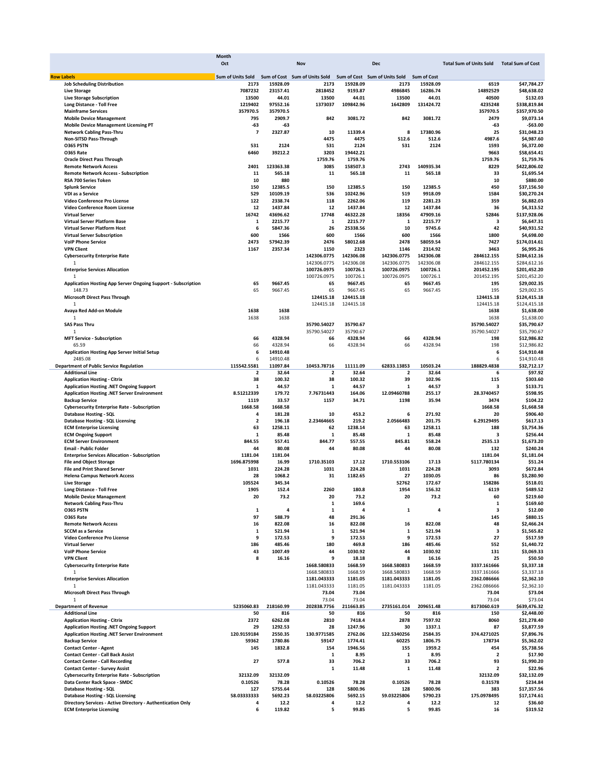| Row Labels | Oct Sum of Units Sold | Oct Sum of Cost | Nov Sum of Units Sold | Nov Sum of Cost | Dec Sum of Units Sold | Dec Sum of Cost | Total Sum of Units Sold | Total Sum of Cost |
|---|---|---|---|---|---|---|---|---|
| Job Scheduling Distribution | 2173 | 15928.09 | 2173 | 15928.09 | 2173 | 15928.09 | 6519 | $47,784.27 |
| Live Storage | 7087232 | 23157.41 | 2818452 | 9193.87 | 4986845 | 16286.74 | 14892529 | $48,638.02 |
| Live Storage Subscription | 13500 | 44.01 | 13500 | 44.01 | 13500 | 44.01 | 40500 | $132.03 |
| Long Distance - Toll Free | 1219402 | 97552.16 | 1373037 | 109842.96 | 1642809 | 131424.72 | 4235248 | $338,819.84 |
| Mainframe Services | 357970.5 | 357970.5 | | | | | 357970.5 | $357,970.50 |
| Mobile Device Management | 795 | 2909.7 | 842 | 3081.72 | 842 | 3081.72 | 2479 | $9,073.14 |
| Mobile Device Management Licensing PT | -63 | -63 | | | | | -63 | -$63.00 |
| Network Cabling Pass-Thru | 7 | 2327.87 | 10 | 11339.4 | 8 | 17380.96 | 25 | $31,048.23 |
| Non-SITSD Pass-Through | | | 4475 | 4475 | 512.6 | 512.6 | 4987.6 | $4,987.60 |
| O365 PSTN | 531 | 2124 | 531 | 2124 | 531 | 2124 | 1593 | $6,372.00 |
| O365 Rate | 6460 | 39212.2 | 3203 | 19442.21 | | | 9663 | $58,654.41 |
| Oracle Direct Pass Through | | | 1759.76 | 1759.76 | | | 1759.76 | $1,759.76 |
| Remote Network Access | 2401 | 123363.38 | 3085 | 158507.3 | 2743 | 140935.34 | 8229 | $422,806.02 |
| Remote Network Access - Subscription | 11 | 565.18 | 11 | 565.18 | 11 | 565.18 | 33 | $1,695.54 |
| RSA 700 Series Token | 10 | 880 | | | | | 10 | $880.00 |
| Splunk Service | 150 | 12385.5 | 150 | 12385.5 | 150 | 12385.5 | 450 | $37,156.50 |
| VDI as a Service | 529 | 10109.19 | 536 | 10242.96 | 519 | 9918.09 | 1584 | $30,270.24 |
| Video Conference Pro License | 122 | 2338.74 | 118 | 2262.06 | 119 | 2281.23 | 359 | $6,882.03 |
| Video Conference Room License | 12 | 1437.84 | 12 | 1437.84 | 12 | 1437.84 | 36 | $4,313.52 |
| Virtual Server | 16742 | 43696.62 | 17748 | 46322.28 | 18356 | 47909.16 | 52846 | $137,928.06 |
| Virtual Server Platform Base | 1 | 2215.77 | 1 | 2215.77 | 1 | 2215.77 | 3 | $6,647.31 |
| Virtual Server Platform Host | 6 | 5847.36 | 26 | 25338.56 | 10 | 9745.6 | 42 | $40,931.52 |
| Virtual Server Subscription | 600 | 1566 | 600 | 1566 | 600 | 1566 | 1800 | $4,698.00 |
| VoIP Phone Service | 2473 | 57942.39 | 2476 | 58012.68 | 2478 | 58059.54 | 7427 | $174,014.61 |
| VPN Client | 1167 | 2357.34 | 1150 | 2323 | 1146 | 2314.92 | 3463 | $6,995.26 |
| Cybersecurity Enterprise Rate | | | 142306.0775 | 142306.08 | 142306.0775 | 142306.08 | 284612.155 | $284,612.16 |
| 1 | | | 142306.0775 | 142306.08 | 142306.0775 | 142306.08 | 284612.155 | $284,612.16 |
| Enterprise Services Allocation | | | 100726.0975 | 100726.1 | 100726.0975 | 100726.1 | 201452.195 | $201,452.20 |
| 1 | | | 100726.0975 | 100726.1 | 100726.0975 | 100726.1 | 201452.195 | $201,452.20 |
| Application Hosting App Server Ongoing Support - Subscription | 65 | 9667.45 | 65 | 9667.45 | 65 | 9667.45 | 195 | $29,002.35 |
| 148.73 | 65 | 9667.45 | 65 | 9667.45 | 65 | 9667.45 | 195 | $29,002.35 |
| Microsoft Direct Pass Through | | | 124415.18 | 124415.18 | | | 124415.18 | $124,415.18 |
| 1 | | | 124415.18 | 124415.18 | | | 124415.18 | $124,415.18 |
| Avaya Red Add-on Module | 1638 | 1638 | | | | | 1638 | $1,638.00 |
| 1 | 1638 | 1638 | | | | | 1638 | $1,638.00 |
| SAS Pass Thru | | | 35790.54027 | 35790.67 | | | 35790.54027 | $35,790.67 |
| 1 | | | 35790.54027 | 35790.67 | | | 35790.54027 | $35,790.67 |
| MFT Service - Subscription | 66 | 4328.94 | 66 | 4328.94 | 66 | 4328.94 | 198 | $12,986.82 |
| 65.59 | 66 | 4328.94 | 66 | 4328.94 | 66 | 4328.94 | 198 | $12,986.82 |
| Application Hosting App Server Initial Setup | 6 | 14910.48 | | | | | 6 | $14,910.48 |
| 2485.08 | 6 | 14910.48 | | | | | 6 | $14,910.48 |
| **Department of Public Service Regulation** | **115542.5581** | **11097.84** | **10453.78716** | **11111.09** | **62833.13853** | **10503.24** | **188829.4838** | **$32,712.17** |
| Additional Line | 2 | 32.64 | 2 | 32.64 | 2 | 32.64 | 6 | $97.92 |
| Application Hosting - Citrix | 38 | 100.32 | 38 | 100.32 | 39 | 102.96 | 115 | $303.60 |
| Application Hosting .NET Ongoing Support | 1 | 44.57 | 1 | 44.57 | 1 | 44.57 | 3 | $133.71 |
| Application Hosting .NET Server Environment | 8.51212339 | 179.72 | 7.76731443 | 164.06 | 12.09460788 | 255.17 | 28.3740457 | $598.95 |
| Backup Service | 1119 | 33.57 | 1157 | 34.71 | 1198 | 35.94 | 3474 | $104.22 |
| Cybersecurity Enterprise Rate - Subscription | 1668.58 | 1668.58 | | | | | 1668.58 | $1,668.58 |
| Database Hosting - SQL | 4 | 181.28 | 10 | 453.2 | 6 | 271.92 | 20 | $906.40 |
| Database Hosting - SQL Licensing | 2 | 196.18 | 2.23464665 | 219.2 | 2.0566483 | 201.75 | 6.29129495 | $617.13 |
| ECM Enterprise Licensing | 63 | 1258.11 | 62 | 1238.14 | 63 | 1258.11 | 188 | $3,754.36 |
| ECM Ongoing Support | 1 | 85.48 | 1 | 85.48 | 1 | 85.48 | 3 | $256.44 |
| ECM Server Environment | 844.55 | 557.41 | 844.77 | 557.55 | 845.81 | 558.24 | 2535.13 | $1,673.20 |
| Email - Public Folder | 44 | 80.08 | 44 | 80.08 | 44 | 80.08 | 132 | $240.24 |
| Enterprise Services Allocation - Subscription | 1181.04 | 1181.04 | | | | | 1181.04 | $1,181.04 |
| File and Object Storage | 1696.875998 | 16.99 | 1710.35103 | 17.12 | 1710.553106 | 17.13 | 5117.780134 | $51.24 |
| File and Print Shared Server | 1031 | 224.28 | 1031 | 224.28 | 1031 | 224.28 | 3093 | $672.84 |
| Helena Campus Network Access | 28 | 1068.2 | 31 | 1182.65 | 27 | 1030.05 | 86 | $3,280.90 |
| Live Storage | 105524 | 345.34 | | | 52762 | 172.67 | 158286 | $518.01 |
| Long Distance - Toll Free | 1905 | 152.4 | 2260 | 180.8 | 1954 | 156.32 | 6119 | $489.52 |
| Mobile Device Management | 20 | 73.2 | 20 | 73.2 | 20 | 73.2 | 60 | $219.60 |
| Network Cabling Pass-Thru | | | 1 | 169.6 | | | 1 | $169.60 |
| O365 PSTN | 1 | 4 | 1 | 4 | 1 | 4 | 3 | $12.00 |
| O365 Rate | 97 | 588.79 | 48 | 291.36 | | | 145 | $880.15 |
| Remote Network Access | 16 | 822.08 | 16 | 822.08 | 16 | 822.08 | 48 | $2,466.24 |
| SCCM as a Service | 1 | 521.94 | 1 | 521.94 | 1 | 521.94 | 3 | $1,565.82 |
| Video Conference Pro License | 9 | 172.53 | 9 | 172.53 | 9 | 172.53 | 27 | $517.59 |
| Virtual Server | 186 | 485.46 | 180 | 469.8 | 186 | 485.46 | 552 | $1,440.72 |
| VoIP Phone Service | 43 | 1007.49 | 44 | 1030.92 | 44 | 1030.92 | 131 | $3,069.33 |
| VPN Client | 8 | 16.16 | 9 | 18.18 | 8 | 16.16 | 25 | $50.50 |
| Cybersecurity Enterprise Rate | | | 1668.580833 | 1668.59 | 1668.580833 | 1668.59 | 3337.161666 | $3,337.18 |
| 1 | | | 1668.580833 | 1668.59 | 1668.580833 | 1668.59 | 3337.161666 | $3,337.18 |
| Enterprise Services Allocation | | | 1181.043333 | 1181.05 | 1181.043333 | 1181.05 | 2362.086666 | $2,362.10 |
| 1 | | | 1181.043333 | 1181.05 | 1181.043333 | 1181.05 | 2362.086666 | $2,362.10 |
| Microsoft Direct Pass Through | | | 73.04 | 73.04 | | | 73.04 | $73.04 |
| 1 | | | 73.04 | 73.04 | | | 73.04 | $73.04 |
| **Department of Revenue** | **5235060.83** | **218160.99** | **202838.7756** | **211663.85** | **2735161.014** | **209651.48** | **8173060.619** | **$639,476.32** |
| Additional Line | 50 | 816 | 50 | 816 | 50 | 816 | 150 | $2,448.00 |
| Application Hosting - Citrix | 2372 | 6262.08 | 2810 | 7418.4 | 2878 | 7597.92 | 8060 | $21,278.40 |
| Application Hosting .NET Ongoing Support | 29 | 1292.53 | 28 | 1247.96 | 30 | 1337.1 | 87 | $3,877.59 |
| Application Hosting .NET Server Environment | 120.9159184 | 2550.35 | 130.9771585 | 2762.06 | 122.5340256 | 2584.35 | 374.4271025 | $7,896.76 |
| Backup Service | 59362 | 1780.86 | 59147 | 1774.41 | 60225 | 1806.75 | 178734 | $5,362.02 |
| Contact Center - Agent | 145 | 1832.8 | 154 | 1946.56 | 155 | 1959.2 | 454 | $5,738.56 |
| Contact Center - Call Back Assist | | | 1 | 8.95 | 1 | 8.95 | 2 | $17.90 |
| Contact Center - Call Recording | 27 | 577.8 | 33 | 706.2 | 33 | 706.2 | 93 | $1,990.20 |
| Contact Center - Survey Assist | | | 1 | 11.48 | 1 | 11.48 | 2 | $22.96 |
| Cybersecurity Enterprise Rate - Subscription | 32132.09 | 32132.09 | | | | | 32132.09 | $32,132.09 |
| Data Center Rack Space - SMDC | 0.10526 | 78.28 | 0.10526 | 78.28 | 0.10526 | 78.28 | 0.31578 | $234.84 |
| Database Hosting - SQL | 127 | 5755.64 | 128 | 5800.96 | 128 | 5800.96 | 383 | $17,357.56 |
| Database Hosting - SQL Licensing | 58.03333333 | 5692.23 | 58.03225806 | 5692.15 | 59.03225806 | 5790.23 | 175.0978495 | $17,174.61 |
| Directory Services - Active Directory - Authentication Only | 4 | 12.2 | 4 | 12.2 | 4 | 12.2 | 12 | $36.60 |
| ECM Enterprise Licensing | 6 | 119.82 | 5 | 99.85 | 5 | 99.85 | 16 | $319.52 |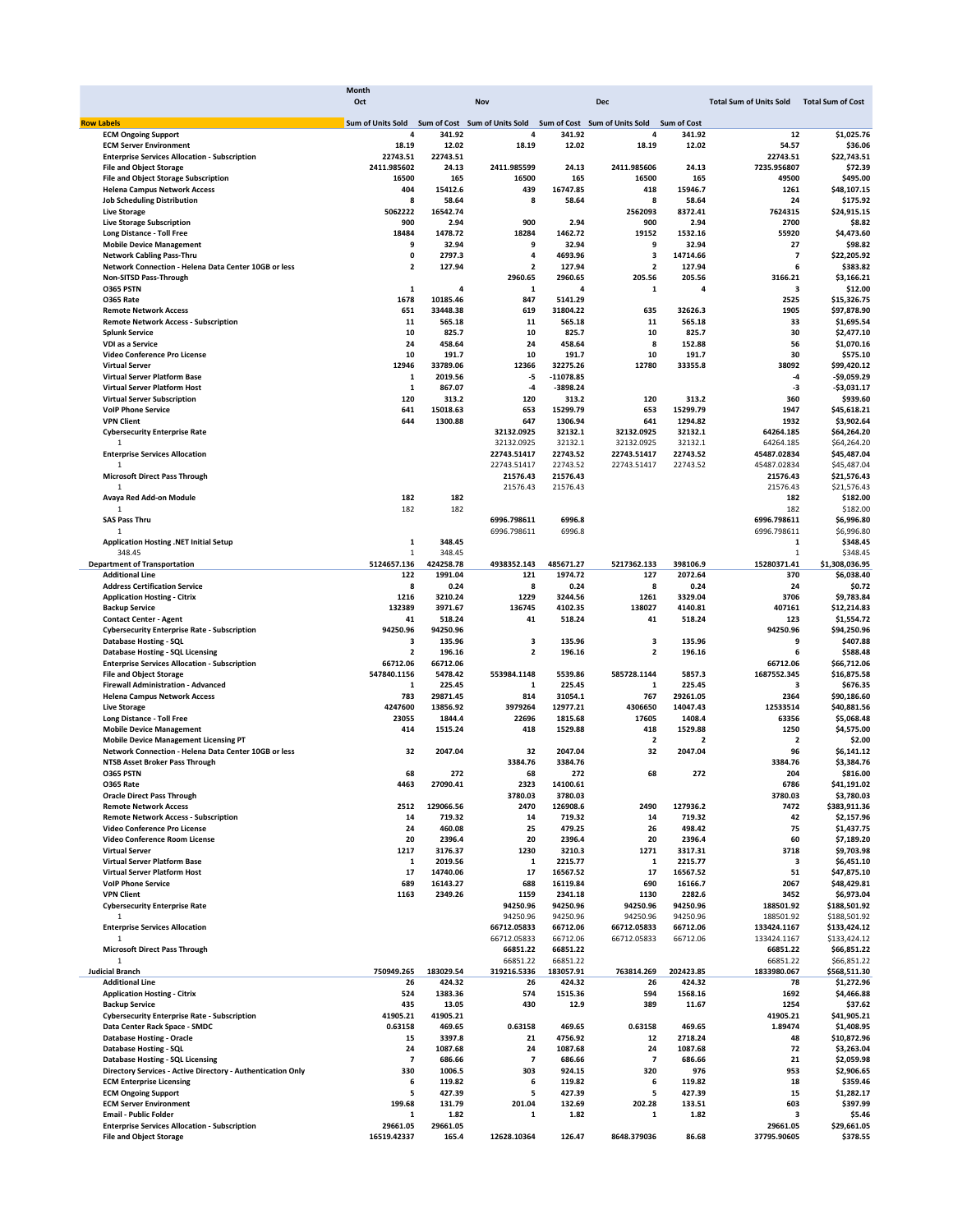| Row Labels | Month Oct Sum of Units Sold | Oct Sum of Cost | Nov Sum of Units Sold | Nov Sum of Cost | Dec Sum of Units Sold | Dec Sum of Cost | Total Sum of Units Sold | Total Sum of Cost |
|---|---|---|---|---|---|---|---|---|
| ECM Ongoing Support | 4 | 341.92 | 4 | 341.92 | 4 | 341.92 | 12 | $1,025.76 |
| ECM Server Environment | 18.19 | 12.02 | 18.19 | 12.02 | 18.19 | 12.02 | 54.57 | $36.06 |
| Enterprise Services Allocation - Subscription | 22743.51 | 22743.51 | | | | | 22743.51 | $22,743.51 |
| File and Object Storage | 2411.985602 | 24.13 | 2411.985599 | 24.13 | 2411.985606 | 24.13 | 7235.956807 | $72.39 |
| File and Object Storage Subscription | 16500 | 165 | 16500 | 165 | 16500 | 165 | 49500 | $495.00 |
| Helena Campus Network Access | 404 | 15412.6 | 439 | 16747.85 | 418 | 15946.7 | 1261 | $48,107.15 |
| Job Scheduling Distribution | 8 | 58.64 | 8 | 58.64 | 8 | 58.64 | 24 | $175.92 |
| Live Storage | 5062222 | 16542.74 | | | 2562093 | 8372.41 | 7624315 | $24,915.15 |
| Live Storage Subscription | 900 | 2.94 | 900 | 2.94 | 900 | 2.94 | 2700 | $8.82 |
| Long Distance - Toll Free | 18484 | 1478.72 | 18284 | 1462.72 | 19152 | 1532.16 | 55920 | $4,473.60 |
| Mobile Device Management | 9 | 32.94 | 9 | 32.94 | 9 | 32.94 | 27 | $98.82 |
| Network Cabling Pass-Thru | 0 | 2797.3 | 4 | 4693.96 | 3 | 14714.66 | 7 | $22,205.92 |
| Network Connection - Helena Data Center 10GB or less | 2 | 127.94 | 2 | 127.94 | 2 | 127.94 | 6 | $383.82 |
| Non-SITSD Pass-Through | | | 2960.65 | 2960.65 | 205.56 | 205.56 | 3166.21 | $3,166.21 |
| O365 PSTN | 1 | 4 | 1 | 4 | 1 | 4 | 3 | $12.00 |
| O365 Rate | 1678 | 10185.46 | 847 | 5141.29 | | | 2525 | $15,326.75 |
| Remote Network Access | 651 | 33448.38 | 619 | 31804.22 | 635 | 32626.3 | 1905 | $97,878.90 |
| Remote Network Access - Subscription | 11 | 565.18 | 11 | 565.18 | 11 | 565.18 | 33 | $1,695.54 |
| Splunk Service | 10 | 825.7 | 10 | 825.7 | 10 | 825.7 | 30 | $2,477.10 |
| VDI as a Service | 24 | 458.64 | 24 | 458.64 | 8 | 152.88 | 56 | $1,070.16 |
| Video Conference Pro License | 10 | 191.7 | 10 | 191.7 | 10 | 191.7 | 30 | $575.10 |
| Virtual Server | 12946 | 33789.06 | 12366 | 32275.26 | 12780 | 33355.8 | 38092 | $99,420.12 |
| Virtual Server Platform Base | 1 | 2019.56 | -5 | -11078.85 | | | -4 | -$9,059.29 |
| Virtual Server Platform Host | 1 | 867.07 | -4 | -3898.24 | | | -3 | -$3,031.17 |
| Virtual Server Subscription | 120 | 313.2 | 120 | 313.2 | 120 | 313.2 | 360 | $939.60 |
| VoIP Phone Service | 641 | 15018.63 | 653 | 15299.79 | 653 | 15299.79 | 1947 | $45,618.21 |
| VPN Client | 644 | 1300.88 | 647 | 1306.94 | 641 | 1294.82 | 1932 | $3,902.64 |
| Cybersecurity Enterprise Rate | | | 32132.0925 | 32132.1 | 32132.0925 | 32132.1 | 64264.185 | $64,264.20 |
| 1 | | | 32132.0925 | 32132.1 | 32132.0925 | 32132.1 | 64264.185 | $64,264.20 |
| Enterprise Services Allocation | | | 22743.51417 | 22743.52 | 22743.51417 | 22743.52 | 45487.02834 | $45,487.04 |
| 1 | | | 22743.51417 | 22743.52 | 22743.51417 | 22743.52 | 45487.02834 | $45,487.04 |
| Microsoft Direct Pass Through | | | 21576.43 | 21576.43 | | | 21576.43 | $21,576.43 |
| 1 | | | 21576.43 | 21576.43 | | | 21576.43 | $21,576.43 |
| Avaya Red Add-on Module | 182 | 182 | | | | | 182 | $182.00 |
| 1 | 182 | 182 | | | | | 182 | $182.00 |
| SAS Pass Thru | | | 6996.798611 | 6996.8 | | | 6996.798611 | $6,996.80 |
| 1 | | | 6996.798611 | 6996.8 | | | 6996.798611 | $6,996.80 |
| Application Hosting .NET Initial Setup | 1 | 348.45 | | | | | 1 | $348.45 |
| 348.45 | 1 | 348.45 | | | | | 1 | $348.45 |
| **Department of Transportation** | 5124657.136 | 424258.78 | 4938352.143 | 485671.27 | 5217362.133 | 398106.9 | 15280371.41 | $1,308,036.95 |
| Additional Line | 122 | 1991.04 | 121 | 1974.72 | 127 | 2072.64 | 370 | $6,038.40 |
| Address Certification Service | 8 | 0.24 | 8 | 0.24 | 8 | 0.24 | 24 | $0.72 |
| Application Hosting - Citrix | 1216 | 3210.24 | 1229 | 3244.56 | 1261 | 3329.04 | 3706 | $9,783.84 |
| Backup Service | 132389 | 3971.67 | 136745 | 4102.35 | 138027 | 4140.81 | 407161 | $12,214.83 |
| Contact Center - Agent | 41 | 518.24 | 41 | 518.24 | 41 | 518.24 | 123 | $1,554.72 |
| Cybersecurity Enterprise Rate - Subscription | 94250.96 | 94250.96 | | | | | 94250.96 | $94,250.96 |
| Database Hosting - SQL | 3 | 135.96 | 3 | 135.96 | 3 | 135.96 | 9 | $407.88 |
| Database Hosting - SQL Licensing | 2 | 196.16 | 2 | 196.16 | 2 | 196.16 | 6 | $588.48 |
| Enterprise Services Allocation - Subscription | 66712.06 | 66712.06 | | | | | 66712.06 | $66,712.06 |
| File and Object Storage | 547840.1156 | 5478.42 | 553984.1148 | 5539.86 | 585728.1144 | 5857.3 | 1687552.345 | $16,875.58 |
| Firewall Administration - Advanced | 1 | 225.45 | 1 | 225.45 | 1 | 225.45 | 3 | $676.35 |
| Helena Campus Network Access | 783 | 29871.45 | 814 | 31054.1 | 767 | 29261.05 | 2364 | $90,186.60 |
| Live Storage | 4247600 | 13856.92 | 3979264 | 12977.21 | 4306650 | 14047.43 | 12533514 | $40,881.56 |
| Long Distance - Toll Free | 23055 | 1844.4 | 22696 | 1815.68 | 17605 | 1408.4 | 63356 | $5,068.48 |
| Mobile Device Management | 414 | 1515.24 | 418 | 1529.88 | 418 | 1529.88 | 1250 | $4,575.00 |
| Mobile Device Management Licensing PT | | | | | 2 | 2 | 2 | $2.00 |
| Network Connection - Helena Data Center 10GB or less | 32 | 2047.04 | 32 | 2047.04 | 32 | 2047.04 | 96 | $6,141.12 |
| NTSB Asset Broker Pass Through | | | 3384.76 | 3384.76 | | | 3384.76 | $3,384.76 |
| O365 PSTN | 68 | 272 | 68 | 272 | 68 | 272 | 204 | $816.00 |
| O365 Rate | 4463 | 27090.41 | 2323 | 14100.61 | | | 6786 | $41,191.02 |
| Oracle Direct Pass Through | | | 3780.03 | 3780.03 | | | 3780.03 | $3,780.03 |
| Remote Network Access | 2512 | 129066.56 | 2470 | 126908.6 | 2490 | 127936.2 | 7472 | $383,911.36 |
| Remote Network Access - Subscription | 14 | 719.32 | 14 | 719.32 | 14 | 719.32 | 42 | $2,157.96 |
| Video Conference Pro License | 24 | 460.08 | 25 | 479.25 | 26 | 498.42 | 75 | $1,437.75 |
| Video Conference Room License | 20 | 2396.4 | 20 | 2396.4 | 20 | 2396.4 | 60 | $7,189.20 |
| Virtual Server | 1217 | 3176.37 | 1230 | 3210.3 | 1271 | 3317.31 | 3718 | $9,703.98 |
| Virtual Server Platform Base | 1 | 2019.56 | 1 | 2215.77 | 1 | 2215.77 | 3 | $6,451.10 |
| Virtual Server Platform Host | 17 | 14740.06 | 17 | 16567.52 | 17 | 16567.52 | 51 | $47,875.10 |
| VoIP Phone Service | 689 | 16143.27 | 688 | 16119.84 | 690 | 16166.7 | 2067 | $48,429.81 |
| VPN Client | 1163 | 2349.26 | 1159 | 2341.18 | 1130 | 2282.6 | 3452 | $6,973.04 |
| Cybersecurity Enterprise Rate | | | 94250.96 | 94250.96 | 94250.96 | 94250.96 | 188501.92 | $188,501.92 |
| 1 | | | 94250.96 | 94250.96 | 94250.96 | 94250.96 | 188501.92 | $188,501.92 |
| Enterprise Services Allocation | | | 66712.05833 | 66712.06 | 66712.05833 | 66712.06 | 133424.1167 | $133,424.12 |
| 1 | | | 66712.05833 | 66712.06 | 66712.05833 | 66712.06 | 133424.1167 | $133,424.12 |
| Microsoft Direct Pass Through | | | 66851.22 | 66851.22 | | | 66851.22 | $66,851.22 |
| 1 | | | 66851.22 | 66851.22 | | | 66851.22 | $66,851.22 |
| **Judicial Branch** | 750949.265 | 183029.54 | 319216.5336 | 183057.91 | 763814.269 | 202423.85 | 1833980.067 | $568,511.30 |
| Additional Line | 26 | 424.32 | 26 | 424.32 | 26 | 424.32 | 78 | $1,272.96 |
| Application Hosting - Citrix | 524 | 1383.36 | 574 | 1515.36 | 594 | 1568.16 | 1692 | $4,466.88 |
| Backup Service | 435 | 13.05 | 430 | 12.9 | 389 | 11.67 | 1254 | $37.62 |
| Cybersecurity Enterprise Rate - Subscription | 41905.21 | 41905.21 | | | | | 41905.21 | $41,905.21 |
| Data Center Rack Space - SMDC | 0.63158 | 469.65 | 0.63158 | 469.65 | 0.63158 | 469.65 | 1.89474 | $1,408.95 |
| Database Hosting - Oracle | 15 | 3397.8 | 21 | 4756.92 | 12 | 2718.24 | 48 | $10,872.96 |
| Database Hosting - SQL | 24 | 1087.68 | 24 | 1087.68 | 24 | 1087.68 | 72 | $3,263.04 |
| Database Hosting - SQL Licensing | 7 | 686.66 | 7 | 686.66 | 7 | 686.66 | 21 | $2,059.98 |
| Directory Services - Active Directory - Authentication Only | 330 | 1006.5 | 303 | 924.15 | 320 | 976 | 953 | $2,906.65 |
| ECM Enterprise Licensing | 6 | 119.82 | 6 | 119.82 | 6 | 119.82 | 18 | $359.46 |
| ECM Ongoing Support | 5 | 427.39 | 5 | 427.39 | 5 | 427.39 | 15 | $1,282.17 |
| ECM Server Environment | 199.68 | 131.79 | 201.04 | 132.69 | 202.28 | 133.51 | 603 | $397.99 |
| Email - Public Folder | 1 | 1.82 | 1 | 1.82 | 1 | 1.82 | 3 | $5.46 |
| Enterprise Services Allocation - Subscription | 29661.05 | 29661.05 | | | | | 29661.05 | $29,661.05 |
| File and Object Storage | 16519.42337 | 165.4 | 12628.10364 | 126.47 | 8648.379036 | 86.68 | 37795.90605 | $378.55 |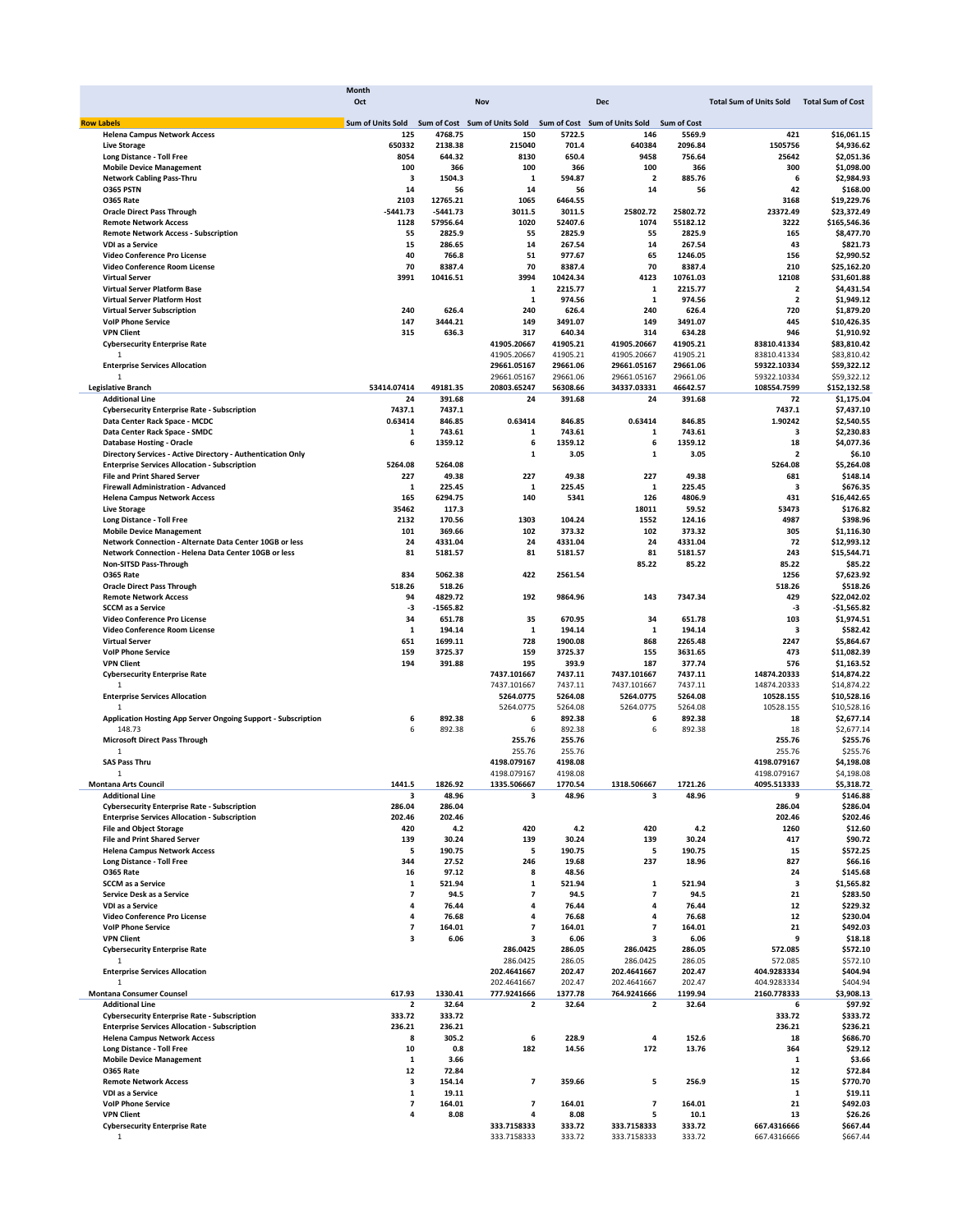| | Month | | | | | | | |
|---|---|---|---|---|---|---|---|---|
| | Oct | | Nov | | Dec | | Total Sum of Units Sold | Total Sum of Cost |
| **Row Labels** | Sum of Units Sold | Sum of Cost | Sum of Units Sold | Sum of Cost | Sum of Units Sold | Sum of Cost | | |
| Helena Campus Network Access | 125 | 4768.75 | 150 | 5722.5 | 146 | 5569.9 | 421 | $16,061.15 |
| Live Storage | 650332 | 2138.38 | 215040 | 701.4 | 640384 | 2096.84 | 1505756 | $4,936.62 |
| Long Distance - Toll Free | 8054 | 644.32 | 8130 | 650.4 | 9458 | 756.64 | 25642 | $2,051.36 |
| Mobile Device Management | 100 | 366 | 100 | 366 | 100 | 366 | 300 | $1,098.00 |
| Network Cabling Pass-Thru | 3 | 1504.3 | 1 | 594.87 | 2 | 885.76 | 6 | $2,984.93 |
| O365 PSTN | 14 | 56 | 14 | 56 | 14 | 56 | 42 | $168.00 |
| O365 Rate | 2103 | 12765.21 | 1065 | 6464.55 | | | 3168 | $19,229.76 |
| Oracle Direct Pass Through | -5441.73 | -5441.73 | 3011.5 | 3011.5 | 25802.72 | 25802.72 | 23372.49 | $23,372.49 |
| Remote Network Access | 1128 | 57956.64 | 1020 | 52407.6 | 1074 | 55182.12 | 3222 | $165,546.36 |
| Remote Network Access - Subscription | 55 | 2825.9 | 55 | 2825.9 | 55 | 2825.9 | 165 | $8,477.70 |
| VDI as a Service | 15 | 286.65 | 14 | 267.54 | 14 | 267.54 | 43 | $821.73 |
| Video Conference Pro License | 40 | 766.8 | 51 | 977.67 | 65 | 1246.05 | 156 | $2,990.52 |
| Video Conference Room License | 70 | 8387.4 | 70 | 8387.4 | 70 | 8387.4 | 210 | $25,162.20 |
| Virtual Server | 3991 | 10416.51 | 3994 | 10424.34 | 4123 | 10761.03 | 12108 | $31,601.88 |
| Virtual Server Platform Base | | | 1 | 2215.77 | 1 | 2215.77 | 2 | $4,431.54 |
| Virtual Server Platform Host | | | 1 | 974.56 | 1 | 974.56 | 2 | $1,949.12 |
| Virtual Server Subscription | 240 | 626.4 | 240 | 626.4 | 240 | 626.4 | 720 | $1,879.20 |
| VoIP Phone Service | 147 | 3444.21 | 149 | 3491.07 | 149 | 3491.07 | 445 | $10,426.35 |
| VPN Client | 315 | 636.3 | 317 | 640.34 | 314 | 634.28 | 946 | $1,910.92 |
| Cybersecurity Enterprise Rate | | | 41905.20667 | 41905.21 | 41905.20667 | 41905.21 | 83810.41334 | $83,810.42 |
| 1 | | | 41905.20667 | 41905.21 | 41905.20667 | 41905.21 | 83810.41334 | $83,810.42 |
| Enterprise Services Allocation | | | 29661.05167 | 29661.06 | 29661.05167 | 29661.06 | 59322.10334 | $59,322.12 |
| 1 | | | 29661.05167 | 29661.06 | 29661.05167 | 29661.06 | 59322.10334 | $59,322.12 |
| **Legislative Branch** | 53414.07414 | 49181.35 | 20803.65247 | 56308.66 | 34337.03331 | 46642.57 | 108554.7599 | $152,132.58 |
| Additional Line | 24 | 391.68 | 24 | 391.68 | 24 | 391.68 | 72 | $1,175.04 |
| Cybersecurity Enterprise Rate - Subscription | 7437.1 | 7437.1 | | | | | 7437.1 | $7,437.10 |
| Data Center Rack Space - MCDC | 0.63414 | 846.85 | 0.63414 | 846.85 | 0.63414 | 846.85 | 1.90242 | $2,540.55 |
| Data Center Rack Space - SMDC | 1 | 743.61 | 1 | 743.61 | 1 | 743.61 | 3 | $2,230.83 |
| Database Hosting - Oracle | 6 | 1359.12 | 6 | 1359.12 | 6 | 1359.12 | 18 | $4,077.36 |
| Directory Services - Active Directory - Authentication Only | | | 1 | 3.05 | 1 | 3.05 | 2 | $6.10 |
| Enterprise Services Allocation - Subscription | 5264.08 | 5264.08 | | | | | 5264.08 | $5,264.08 |
| File and Print Shared Server | 227 | 49.38 | 227 | 49.38 | 227 | 49.38 | 681 | $148.14 |
| Firewall Administration - Advanced | 1 | 225.45 | 1 | 225.45 | 1 | 225.45 | 3 | $676.35 |
| Helena Campus Network Access | 165 | 6294.75 | 140 | 5341 | 126 | 4806.9 | 431 | $16,442.65 |
| Live Storage | 35462 | 117.3 | | | 18011 | 59.52 | 53473 | $176.82 |
| Long Distance - Toll Free | 2132 | 170.56 | 1303 | 104.24 | 1552 | 124.16 | 4987 | $398.96 |
| Mobile Device Management | 101 | 369.66 | 102 | 373.32 | 102 | 373.32 | 305 | $1,116.30 |
| Network Connection - Alternate Data Center 10GB or less | 24 | 4331.04 | 24 | 4331.04 | 24 | 4331.04 | 72 | $12,993.12 |
| Network Connection - Helena Data Center 10GB or less | 81 | 5181.57 | 81 | 5181.57 | 81 | 5181.57 | 243 | $15,544.71 |
| Non-SITSD Pass-Through | | | | | 85.22 | 85.22 | 85.22 | $85.22 |
| O365 Rate | 834 | 5062.38 | 422 | 2561.54 | | | 1256 | $7,623.92 |
| Oracle Direct Pass Through | 518.26 | 518.26 | | | | | 518.26 | $518.26 |
| Remote Network Access | 94 | 4829.72 | 192 | 9864.96 | 143 | 7347.34 | 429 | $22,042.02 |
| SCCM as a Service | -3 | -1565.82 | | | | | -3 | -$1,565.82 |
| Video Conference Pro License | 34 | 651.78 | 35 | 670.95 | 34 | 651.78 | 103 | $1,974.51 |
| Video Conference Room License | 1 | 194.14 | 1 | 194.14 | 1 | 194.14 | 3 | $582.42 |
| Virtual Server | 651 | 1699.11 | 728 | 1900.08 | 868 | 2265.48 | 2247 | $5,864.67 |
| VoIP Phone Service | 159 | 3725.37 | 159 | 3725.37 | 155 | 3631.65 | 473 | $11,082.39 |
| VPN Client | 194 | 391.88 | 195 | 393.9 | 187 | 377.74 | 576 | $1,163.52 |
| Cybersecurity Enterprise Rate | | | 7437.101667 | 7437.11 | 7437.101667 | 7437.11 | 14874.20333 | $14,874.22 |
| 1 | | | 7437.101667 | 7437.11 | 7437.101667 | 7437.11 | 14874.20333 | $14,874.22 |
| Enterprise Services Allocation | | | 5264.0775 | 5264.08 | 5264.0775 | 5264.08 | 10528.155 | $10,528.16 |
| 1 | | | 5264.0775 | 5264.08 | 5264.0775 | 5264.08 | 10528.155 | $10,528.16 |
| Application Hosting App Server Ongoing Support - Subscription | 6 | 892.38 | 6 | 892.38 | 6 | 892.38 | 18 | $2,677.14 |
| 148.73 | 6 | 892.38 | 6 | 892.38 | 6 | 892.38 | 18 | $2,677.14 |
| Microsoft Direct Pass Through | | | 255.76 | 255.76 | | | 255.76 | $255.76 |
| 1 | | | 255.76 | 255.76 | | | 255.76 | $255.76 |
| SAS Pass Thru | | | 4198.079167 | 4198.08 | | | 4198.079167 | $4,198.08 |
| 1 | | | 4198.079167 | 4198.08 | | | 4198.079167 | $4,198.08 |
| **Montana Arts Council** | 1441.5 | 1826.92 | 1335.506667 | 1770.54 | 1318.506667 | 1721.26 | 4095.513333 | $5,318.72 |
| Additional Line | 3 | 48.96 | 3 | 48.96 | 3 | 48.96 | 9 | $146.88 |
| Cybersecurity Enterprise Rate - Subscription | 286.04 | 286.04 | | | | | 286.04 | $286.04 |
| Enterprise Services Allocation - Subscription | 202.46 | 202.46 | | | | | 202.46 | $202.46 |
| File and Object Storage | 420 | 4.2 | 420 | 4.2 | 420 | 4.2 | 1260 | $12.60 |
| File and Print Shared Server | 139 | 30.24 | 139 | 30.24 | 139 | 30.24 | 417 | $90.72 |
| Helena Campus Network Access | 5 | 190.75 | 5 | 190.75 | 5 | 190.75 | 15 | $572.25 |
| Long Distance - Toll Free | 344 | 27.52 | 246 | 19.68 | 237 | 18.96 | 827 | $66.16 |
| O365 Rate | 16 | 97.12 | 8 | 48.56 | | | 24 | $145.68 |
| SCCM as a Service | 1 | 521.94 | 1 | 521.94 | 1 | 521.94 | 3 | $1,565.82 |
| Service Desk as a Service | 7 | 94.5 | 7 | 94.5 | 7 | 94.5 | 21 | $283.50 |
| VDI as a Service | 4 | 76.44 | 4 | 76.44 | 4 | 76.44 | 12 | $229.32 |
| Video Conference Pro License | 4 | 76.68 | 4 | 76.68 | 4 | 76.68 | 12 | $230.04 |
| VoIP Phone Service | 7 | 164.01 | 7 | 164.01 | 7 | 164.01 | 21 | $492.03 |
| VPN Client | 3 | 6.06 | 3 | 6.06 | 3 | 6.06 | 9 | $18.18 |
| Cybersecurity Enterprise Rate | | | 286.0425 | 286.05 | 286.0425 | 286.05 | 572.085 | $572.10 |
| 1 | | | 286.0425 | 286.05 | 286.0425 | 286.05 | 572.085 | $572.10 |
| Enterprise Services Allocation | | | 202.4641667 | 202.47 | 202.4641667 | 202.47 | 404.9283334 | $404.94 |
| 1 | | | 202.4641667 | 202.47 | 202.4641667 | 202.47 | 404.9283334 | $404.94 |
| **Montana Consumer Counsel** | 617.93 | 1330.41 | 777.9241666 | 1377.78 | 764.9241666 | 1199.94 | 2160.778333 | $3,908.13 |
| Additional Line | 2 | 32.64 | 2 | 32.64 | 2 | 32.64 | 6 | $97.92 |
| Cybersecurity Enterprise Rate - Subscription | 333.72 | 333.72 | | | | | 333.72 | $333.72 |
| Enterprise Services Allocation - Subscription | 236.21 | 236.21 | | | | | 236.21 | $236.21 |
| Helena Campus Network Access | 8 | 305.2 | 6 | 228.9 | 4 | 152.6 | 18 | $686.70 |
| Long Distance - Toll Free | 10 | 0.8 | 182 | 14.56 | 172 | 13.76 | 364 | $29.12 |
| Mobile Device Management | 1 | 3.66 | | | | | 1 | $3.66 |
| O365 Rate | 12 | 72.84 | | | | | 12 | $72.84 |
| Remote Network Access | 3 | 154.14 | 7 | 359.66 | 5 | 256.9 | 15 | $770.70 |
| VDI as a Service | 1 | 19.11 | | | | | 1 | $19.11 |
| VoIP Phone Service | 7 | 164.01 | 7 | 164.01 | 7 | 164.01 | 21 | $492.03 |
| VPN Client | 4 | 8.08 | 4 | 8.08 | 5 | 10.1 | 13 | $26.26 |
| Cybersecurity Enterprise Rate | | | 333.7158333 | 333.72 | 333.7158333 | 333.72 | 667.4316666 | $667.44 |
| 1 | | | 333.7158333 | 333.72 | 333.7158333 | 333.72 | 667.4316666 | $667.44 |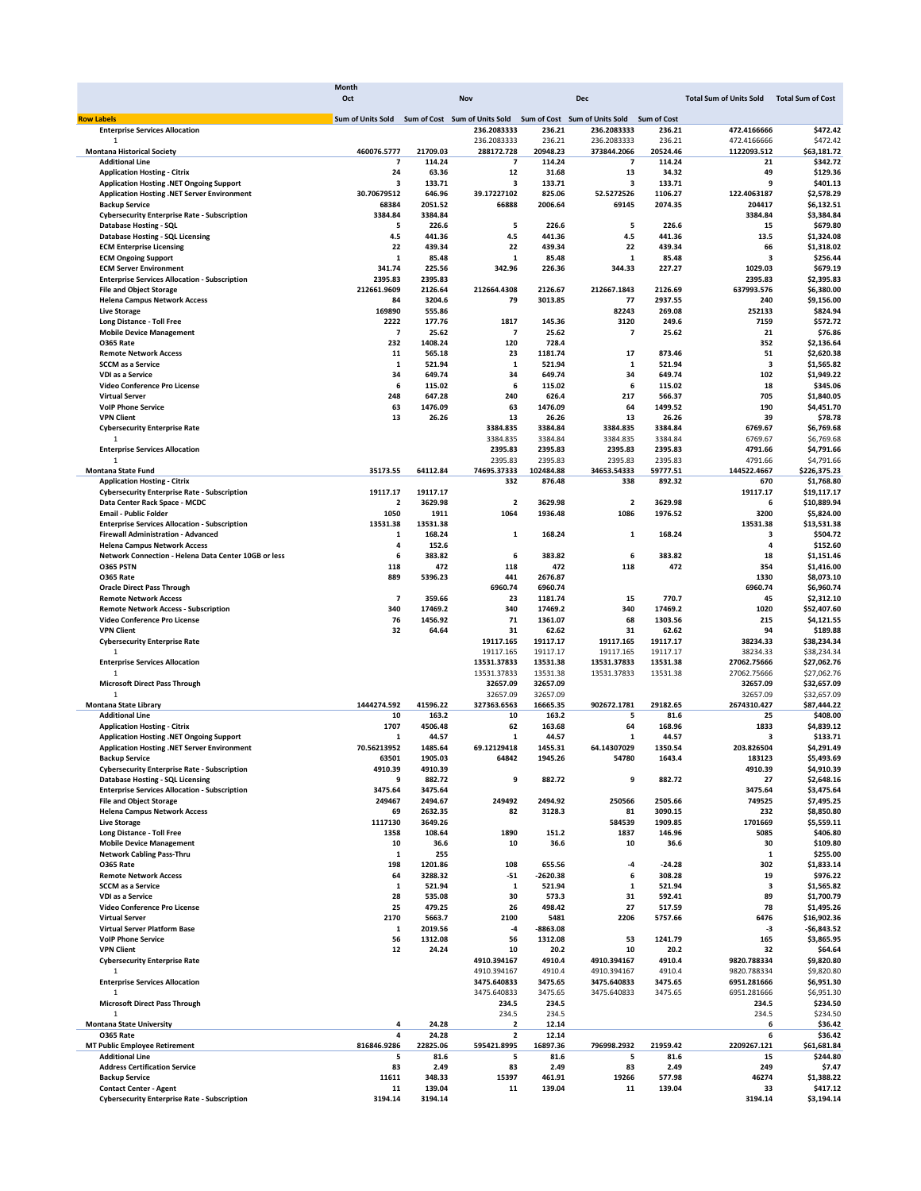| Row Labels | Oct Sum of Units Sold | Oct Sum of Cost | Nov Sum of Units Sold | Nov Sum of Cost | Dec Sum of Units Sold | Dec Sum of Cost | Total Sum of Units Sold | Total Sum of Cost |
|---|---|---|---|---|---|---|---|---|
| Enterprise Services Allocation | | | 236.2083333 | 236.21 | 236.2083333 | 236.21 | 472.4166666 | $472.42 |
| 1 | | | 236.2083333 | 236.21 | 236.2083333 | 236.21 | 472.4166666 | $472.42 |
| **Montana Historical Society** | 460076.5777 | 21709.03 | 288172.728 | 20948.23 | 373844.2066 | 20524.46 | 1122093.512 | $63,181.72 |
| Additional Line | 7 | 114.24 | 7 | 114.24 | 7 | 114.24 | 21 | $342.72 |
| Application Hosting - Citrix | 24 | 63.36 | 12 | 31.68 | 13 | 34.32 | 49 | $129.36 |
| Application Hosting .NET Ongoing Support | 3 | 133.71 | 3 | 133.71 | 3 | 133.71 | 9 | $401.13 |
| Application Hosting .NET Server Environment | 30.70679512 | 646.96 | 39.17227102 | 825.06 | 52.5272526 | 1106.27 | 122.4063187 | $2,578.29 |
| Backup Service | 68384 | 2051.52 | 66888 | 2006.64 | 69145 | 2074.35 | 204417 | $6,132.51 |
| Cybersecurity Enterprise Rate - Subscription | 3384.84 | 3384.84 | | | | | 3384.84 | $3,384.84 |
| Database Hosting - SQL | 5 | 226.6 | 5 | 226.6 | 5 | 226.6 | 15 | $679.80 |
| Database Hosting - SQL Licensing | 4.5 | 441.36 | 4.5 | 441.36 | 4.5 | 441.36 | 13.5 | $1,324.08 |
| ECM Enterprise Licensing | 22 | 439.34 | 22 | 439.34 | 22 | 439.34 | 66 | $1,318.02 |
| ECM Ongoing Support | 1 | 85.48 | 1 | 85.48 | 1 | 85.48 | 3 | $256.44 |
| ECM Server Environment | 341.74 | 225.56 | 342.96 | 226.36 | 344.33 | 227.27 | 1029.03 | $679.19 |
| Enterprise Services Allocation - Subscription | 2395.83 | 2395.83 | | | | | 2395.83 | $2,395.83 |
| File and Object Storage | 212661.9609 | 2126.64 | 212664.4308 | 2126.67 | 212667.1843 | 2126.69 | 637993.576 | $6,380.00 |
| Helena Campus Network Access | 84 | 3204.6 | 79 | 3013.85 | 77 | 2937.55 | 240 | $9,156.00 |
| Live Storage | 169890 | 555.86 | | | 82243 | 269.08 | 252133 | $824.94 |
| Long Distance - Toll Free | 2222 | 177.76 | 1817 | 145.36 | 3120 | 249.6 | 7159 | $572.72 |
| Mobile Device Management | 7 | 25.62 | 7 | 25.62 | 7 | 25.62 | 21 | $76.86 |
| O365 Rate | 232 | 1408.24 | 120 | 728.4 | | | 352 | $2,136.64 |
| Remote Network Access | 11 | 565.18 | 23 | 1181.74 | 17 | 873.46 | 51 | $2,620.38 |
| SCCM as a Service | 1 | 521.94 | 1 | 521.94 | 1 | 521.94 | 3 | $1,565.82 |
| VDI as a Service | 34 | 649.74 | 34 | 649.74 | 34 | 649.74 | 102 | $1,949.22 |
| Video Conference Pro License | 6 | 115.02 | 6 | 115.02 | 6 | 115.02 | 18 | $345.06 |
| Virtual Server | 248 | 647.28 | 240 | 626.4 | 217 | 566.37 | 705 | $1,840.05 |
| VoIP Phone Service | 63 | 1476.09 | 63 | 1476.09 | 64 | 1499.52 | 190 | $4,451.70 |
| VPN Client | 13 | 26.26 | 13 | 26.26 | 13 | 26.26 | 39 | $78.78 |
| Cybersecurity Enterprise Rate | | | 3384.835 | 3384.84 | 3384.835 | 3384.84 | 6769.67 | $6,769.68 |
| 1 | | | 3384.835 | 3384.84 | 3384.835 | 3384.84 | 6769.67 | $6,769.68 |
| Enterprise Services Allocation | | | 2395.83 | 2395.83 | 2395.83 | 2395.83 | 4791.66 | $4,791.66 |
| 1 | | | 2395.83 | 2395.83 | 2395.83 | 2395.83 | 4791.66 | $4,791.66 |
| **Montana State Fund** | 35173.55 | 64112.84 | 74695.37333 | 102484.88 | 34653.54333 | 59777.51 | 144522.4667 | $226,375.23 |
| Application Hosting - Citrix | | | 332 | 876.48 | 338 | 892.32 | 670 | $1,768.80 |
| Cybersecurity Enterprise Rate - Subscription | 19117.17 | 19117.17 | | | | | 19117.17 | $19,117.17 |
| Data Center Rack Space - MCDC | 2 | 3629.98 | 2 | 3629.98 | 2 | 3629.98 | 6 | $10,889.94 |
| Email - Public Folder | 1050 | 1911 | 1064 | 1936.48 | 1086 | 1976.52 | 3200 | $5,824.00 |
| Enterprise Services Allocation - Subscription | 13531.38 | 13531.38 | | | | | 13531.38 | $13,531.38 |
| Firewall Administration - Advanced | 1 | 168.24 | 1 | 168.24 | 1 | 168.24 | 3 | $504.72 |
| Helena Campus Network Access | 4 | 152.6 | | | | | 4 | $152.60 |
| Network Connection - Helena Data Center 10GB or less | 6 | 383.82 | 6 | 383.82 | 6 | 383.82 | 18 | $1,151.46 |
| O365 PSTN | 118 | 472 | 118 | 472 | 118 | 472 | 354 | $1,416.00 |
| O365 Rate | 889 | 5396.23 | 441 | 2676.87 | | | 1330 | $8,073.10 |
| Oracle Direct Pass Through | | | 6960.74 | 6960.74 | | | 6960.74 | $6,960.74 |
| Remote Network Access | 7 | 359.66 | 23 | 1181.74 | 15 | 770.7 | 45 | $2,312.10 |
| Remote Network Access - Subscription | 340 | 17469.2 | 340 | 17469.2 | 340 | 17469.2 | 1020 | $52,407.60 |
| Video Conference Pro License | 76 | 1456.92 | 71 | 1361.07 | 68 | 1303.56 | 215 | $4,121.55 |
| VPN Client | 32 | 64.64 | 31 | 62.62 | 31 | 62.62 | 94 | $189.88 |
| Cybersecurity Enterprise Rate | | | 19117.165 | 19117.17 | 19117.165 | 19117.17 | 38234.33 | $38,234.34 |
| 1 | | | 19117.165 | 19117.17 | 19117.165 | 19117.17 | 38234.33 | $38,234.34 |
| Enterprise Services Allocation | | | 13531.37833 | 13531.38 | 13531.37833 | 13531.38 | 27062.75666 | $27,062.76 |
| 1 | | | 13531.37833 | 13531.38 | 13531.37833 | 13531.38 | 27062.75666 | $27,062.76 |
| Microsoft Direct Pass Through | | | 32657.09 | 32657.09 | | | 32657.09 | $32,657.09 |
| 1 | | | 32657.09 | 32657.09 | | | 32657.09 | $32,657.09 |
| **Montana State Library** | 1444274.592 | 41596.22 | 327363.6563 | 16665.35 | 902672.1781 | 29182.65 | 2674310.427 | $87,444.22 |
| Additional Line | 10 | 163.2 | 10 | 163.2 | 5 | 81.6 | 25 | $408.00 |
| Application Hosting - Citrix | 1707 | 4506.48 | 62 | 163.68 | 64 | 168.96 | 1833 | $4,839.12 |
| Application Hosting .NET Ongoing Support | 1 | 44.57 | 1 | 44.57 | 1 | 44.57 | 3 | $133.71 |
| Application Hosting .NET Server Environment | 70.56213952 | 1485.64 | 69.12129418 | 1455.31 | 64.14307029 | 1350.54 | 203.826504 | $4,291.49 |
| Backup Service | 63501 | 1905.03 | 64842 | 1945.26 | 54780 | 1643.4 | 183123 | $5,493.69 |
| Cybersecurity Enterprise Rate - Subscription | 4910.39 | 4910.39 | | | | | 4910.39 | $4,910.39 |
| Database Hosting - SQL Licensing | 9 | 882.72 | 9 | 882.72 | 9 | 882.72 | 27 | $2,648.16 |
| Enterprise Services Allocation - Subscription | 3475.64 | 3475.64 | | | | | 3475.64 | $3,475.64 |
| File and Object Storage | 249467 | 2494.67 | 249492 | 2494.92 | 250566 | 2505.66 | 749525 | $7,495.25 |
| Helena Campus Network Access | 69 | 2632.35 | 82 | 3128.3 | 81 | 3090.15 | 232 | $8,850.80 |
| Live Storage | 1117130 | 3649.26 | | | 584539 | 1909.85 | 1701669 | $5,559.11 |
| Long Distance - Toll Free | 1358 | 108.64 | 1890 | 151.2 | 1837 | 146.96 | 5085 | $406.80 |
| Mobile Device Management | 10 | 36.6 | 10 | 36.6 | 10 | 36.6 | 30 | $109.80 |
| Network Cabling Pass-Thru | 1 | 255 | | | | | 1 | $255.00 |
| O365 Rate | 198 | 1201.86 | 108 | 655.56 | -4 | -24.28 | 302 | $1,833.14 |
| Remote Network Access | 64 | 3288.32 | -51 | -2620.38 | 6 | 308.28 | 19 | $976.22 |
| SCCM as a Service | 1 | 521.94 | 1 | 521.94 | 1 | 521.94 | 3 | $1,565.82 |
| VDI as a Service | 28 | 535.08 | 30 | 573.3 | 31 | 592.41 | 89 | $1,700.79 |
| Video Conference Pro License | 25 | 479.25 | 26 | 498.42 | 27 | 517.59 | 78 | $1,495.26 |
| Virtual Server | 2170 | 5663.7 | 2100 | 5481 | 2206 | 5757.66 | 6476 | $16,902.36 |
| Virtual Server Platform Base | 1 | 2019.56 | -4 | -8863.08 | | | -3 | -$6,843.52 |
| VoIP Phone Service | 56 | 1312.08 | 56 | 1312.08 | 53 | 1241.79 | 165 | $3,865.95 |
| VPN Client | 12 | 24.24 | 10 | 20.2 | 10 | 20.2 | 32 | $64.64 |
| Cybersecurity Enterprise Rate | | | 4910.394167 | 4910.4 | 4910.394167 | 4910.4 | 9820.788334 | $9,820.80 |
| 1 | | | 4910.394167 | 4910.4 | 4910.394167 | 4910.4 | 9820.788334 | $9,820.80 |
| Enterprise Services Allocation | | | 3475.640833 | 3475.65 | 3475.640833 | 3475.65 | 6951.281666 | $6,951.30 |
| 1 | | | 3475.640833 | 3475.65 | 3475.640833 | 3475.65 | 6951.281666 | $6,951.30 |
| Microsoft Direct Pass Through | | | 234.5 | 234.5 | | | 234.5 | $234.50 |
| 1 | | | 234.5 | 234.5 | | | 234.5 | $234.50 |
| **Montana State University** | 4 | 24.28 | 2 | 12.14 | | | 6 | $36.42 |
| O365 Rate | 4 | 24.28 | 2 | 12.14 | | | 6 | $36.42 |
| **MT Public Employee Retirement** | 816846.9286 | 22825.06 | 595421.8995 | 16897.36 | 796998.2932 | 21959.42 | 2209267.121 | $61,681.84 |
| Additional Line | 5 | 81.6 | 5 | 81.6 | 5 | 81.6 | 15 | $244.80 |
| Address Certification Service | 83 | 2.49 | 83 | 2.49 | 83 | 2.49 | 249 | $7.47 |
| Backup Service | 11611 | 348.33 | 15397 | 461.91 | 19266 | 577.98 | 46274 | $1,388.22 |
| Contact Center - Agent | 11 | 139.04 | 11 | 139.04 | 11 | 139.04 | 33 | $417.12 |
| Cybersecurity Enterprise Rate - Subscription | 3194.14 | 3194.14 | | | | | 3194.14 | $3,194.14 |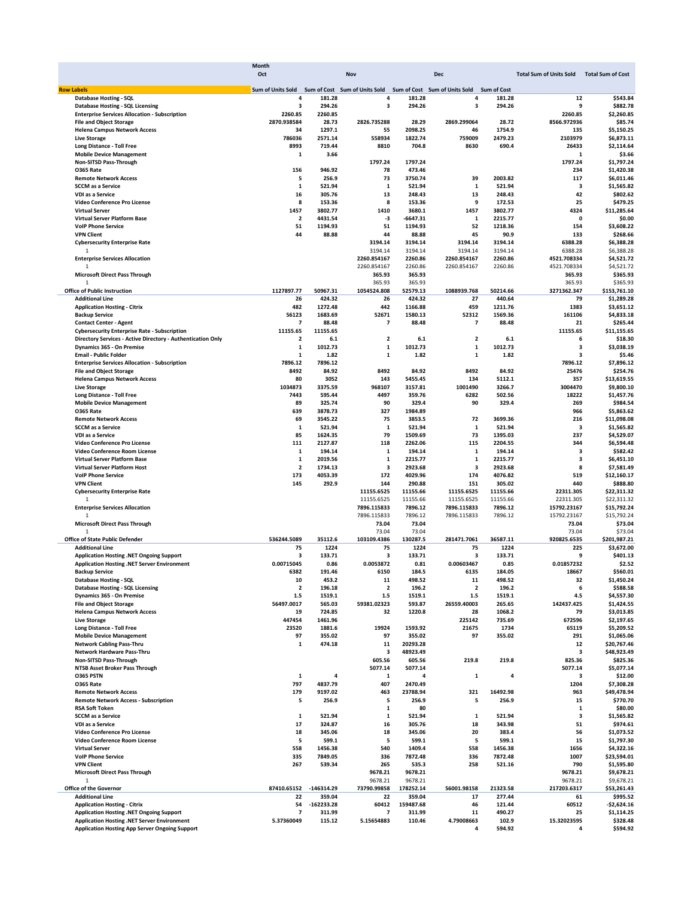| | Month | | | | | | | |
|---|---|---|---|---|---|---|---|---|
| | Oct | | Nov | | Dec | | Total Sum of Units Sold | Total Sum of Cost |
| Row Labels | Sum of Units Sold | Sum of Cost | Sum of Units Sold | Sum of Cost | Sum of Units Sold | Sum of Cost | | |
| Database Hosting - SQL | 4 | 181.28 | 4 | 181.28 | 4 | 181.28 | 12 | $543.84 |
| Database Hosting - SQL Licensing | 3 | 294.26 | 3 | 294.26 | 3 | 294.26 | 9 | $882.78 |
| Enterprise Services Allocation - Subscription | 2260.85 | 2260.85 | | | | | 2260.85 | $2,260.85 |
| File and Object Storage | 2870.938584 | 28.73 | 2826.735288 | 28.29 | 2869.299064 | 28.72 | 8566.972936 | $85.74 |
| Helena Campus Network Access | 34 | 1297.1 | 55 | 2098.25 | 46 | 1754.9 | 135 | $5,150.25 |
| Live Storage | 786036 | 2571.14 | 558934 | 1822.74 | 759009 | 2479.23 | 2103979 | $6,873.11 |
| Long Distance - Toll Free | 8993 | 719.44 | 8810 | 704.8 | 8630 | 690.4 | 26433 | $2,114.64 |
| Mobile Device Management | 1 | 3.66 | | | | | 1 | $3.66 |
| Non-SITSD Pass-Through | | | 1797.24 | 1797.24 | | | 1797.24 | $1,797.24 |
| O365 Rate | 156 | 946.92 | 78 | 473.46 | | | 234 | $1,420.38 |
| Remote Network Access | 5 | 256.9 | 73 | 3750.74 | 39 | 2003.82 | 117 | $6,011.46 |
| SCCM as a Service | 1 | 521.94 | 1 | 521.94 | 1 | 521.94 | 3 | $1,565.82 |
| VDI as a Service | 16 | 305.76 | 13 | 248.43 | 13 | 248.43 | 42 | $802.62 |
| Video Conference Pro License | 8 | 153.36 | 8 | 153.36 | 9 | 172.53 | 25 | $479.25 |
| Virtual Server | 1457 | 3802.77 | 1410 | 3680.1 | 1457 | 3802.77 | 4324 | $11,285.64 |
| Virtual Server Platform Base | 2 | 4431.54 | -3 | -6647.31 | 1 | 2215.77 | 0 | $0.00 |
| VoIP Phone Service | 51 | 1194.93 | 51 | 1194.93 | 52 | 1218.36 | 154 | $3,608.22 |
| VPN Client | 44 | 88.88 | 44 | 88.88 | 45 | 90.9 | 133 | $268.66 |
| Cybersecurity Enterprise Rate | | | 3194.14 | 3194.14 | 3194.14 | 3194.14 | 6388.28 | $6,388.28 |
| 1 | | | 3194.14 | 3194.14 | 3194.14 | 3194.14 | 6388.28 | $6,388.28 |
| Enterprise Services Allocation | | | 2260.854167 | 2260.86 | 2260.854167 | 2260.86 | 4521.708334 | $4,521.72 |
| 1 | | | 2260.854167 | 2260.86 | 2260.854167 | 2260.86 | 4521.708334 | $4,521.72 |
| Microsoft Direct Pass Through | | | 365.93 | 365.93 | | | 365.93 | $365.93 |
| 1 | | | 365.93 | 365.93 | | | 365.93 | $365.93 |
| Office of Public Instruction | 1127897.77 | 50967.31 | 1054524.808 | 52579.13 | 1088939.768 | 50214.66 | 3271362.347 | $153,761.10 |
| Additional Line | 26 | 424.32 | 26 | 424.32 | 27 | 440.64 | 79 | $1,289.28 |
| Application Hosting - Citrix | 482 | 1272.48 | 442 | 1166.88 | 459 | 1211.76 | 1383 | $3,651.12 |
| Backup Service | 56123 | 1683.69 | 52671 | 1580.13 | 52312 | 1569.36 | 161106 | $4,833.18 |
| Contact Center - Agent | 7 | 88.48 | 7 | 88.48 | 7 | 88.48 | 21 | $265.44 |
| Cybersecurity Enterprise Rate - Subscription | 11155.65 | 11155.65 | | | | | 11155.65 | $11,155.65 |
| Directory Services - Active Directory - Authentication Only | 2 | 6.1 | 2 | 6.1 | 2 | 6.1 | 6 | $18.30 |
| Dynamics 365 - On Premise | 1 | 1012.73 | 1 | 1012.73 | 1 | 1012.73 | 3 | $3,038.19 |
| Email - Public Folder | 1 | 1.82 | 1 | 1.82 | 1 | 1.82 | 3 | $5.46 |
| Enterprise Services Allocation - Subscription | 7896.12 | 7896.12 | | | | | 7896.12 | $7,896.12 |
| File and Object Storage | 8492 | 84.92 | 8492 | 84.92 | 8492 | 84.92 | 25476 | $254.76 |
| Helena Campus Network Access | 80 | 3052 | 143 | 5455.45 | 134 | 5112.1 | 357 | $13,619.55 |
| Live Storage | 1034873 | 3375.59 | 968107 | 3157.81 | 1001490 | 3266.7 | 3004470 | $9,800.10 |
| Long Distance - Toll Free | 7443 | 595.44 | 4497 | 359.76 | 6282 | 502.56 | 18222 | $1,457.76 |
| Mobile Device Management | 89 | 325.74 | 90 | 329.4 | 90 | 329.4 | 269 | $984.54 |
| O365 Rate | 639 | 3878.73 | 327 | 1984.89 | | | 966 | $5,863.62 |
| Remote Network Access | 69 | 3545.22 | 75 | 3853.5 | 72 | 3699.36 | 216 | $11,098.08 |
| SCCM as a Service | 1 | 521.94 | 1 | 521.94 | 1 | 521.94 | 3 | $1,565.82 |
| VDI as a Service | 85 | 1624.35 | 79 | 1509.69 | 73 | 1395.03 | 237 | $4,529.07 |
| Video Conference Pro License | 111 | 2127.87 | 118 | 2262.06 | 115 | 2204.55 | 344 | $6,594.48 |
| Video Conference Room License | 1 | 194.14 | 1 | 194.14 | 1 | 194.14 | 3 | $582.42 |
| Virtual Server Platform Base | 1 | 2019.56 | 1 | 2215.77 | 1 | 2215.77 | 3 | $6,451.10 |
| Virtual Server Platform Host | 2 | 1734.13 | 3 | 2923.68 | 3 | 2923.68 | 8 | $7,581.49 |
| VoIP Phone Service | 173 | 4053.39 | 172 | 4029.96 | 174 | 4076.82 | 519 | $12,160.17 |
| VPN Client | 145 | 292.9 | 144 | 290.88 | 151 | 305.02 | 440 | $888.80 |
| Cybersecurity Enterprise Rate | | | 11155.6525 | 11155.66 | 11155.6525 | 11155.66 | 22311.305 | $22,311.32 |
| 1 | | | 11155.6525 | 11155.66 | 11155.6525 | 11155.66 | 22311.305 | $22,311.32 |
| Enterprise Services Allocation | | | 7896.115833 | 7896.12 | 7896.115833 | 7896.12 | 15792.23167 | $15,792.24 |
| 1 | | | 7896.115833 | 7896.12 | 7896.115833 | 7896.12 | 15792.23167 | $15,792.24 |
| Microsoft Direct Pass Through | | | 73.04 | 73.04 | | | 73.04 | $73.04 |
| 1 | | | 73.04 | 73.04 | | | 73.04 | $73.04 |
| Office of State Public Defender | 536244.5089 | 35112.6 | 103109.4386 | 130287.5 | 281471.7061 | 36587.11 | 920825.6535 | $201,987.21 |
| Additional Line | 75 | 1224 | 75 | 1224 | 75 | 1224 | 225 | $3,672.00 |
| Application Hosting .NET Ongoing Support | 3 | 133.71 | 3 | 133.71 | 3 | 133.71 | 9 | $401.13 |
| Application Hosting .NET Server Environment | 0.00715045 | 0.86 | 0.0053872 | 0.81 | 0.00603467 | 0.85 | 0.01857232 | $2.52 |
| Backup Service | 6382 | 191.46 | 6150 | 184.5 | 6135 | 184.05 | 18667 | $560.01 |
| Database Hosting - SQL | 10 | 453.2 | 11 | 498.52 | 11 | 498.52 | 32 | $1,450.24 |
| Database Hosting - SQL Licensing | 2 | 196.18 | 2 | 196.2 | 2 | 196.2 | 6 | $588.58 |
| Dynamics 365 - On Premise | 1.5 | 1519.1 | 1.5 | 1519.1 | 1.5 | 1519.1 | 4.5 | $4,557.30 |
| File and Object Storage | 56497.0017 | 565.03 | 59381.02323 | 593.87 | 26559.40003 | 265.65 | 142437.425 | $1,424.55 |
| Helena Campus Network Access | 19 | 724.85 | 32 | 1220.8 | 28 | 1068.2 | 79 | $3,013.85 |
| Live Storage | 447454 | 1461.96 | | | 225142 | 735.69 | 672596 | $2,197.65 |
| Long Distance - Toll Free | 23520 | 1881.6 | 19924 | 1593.92 | 21675 | 1734 | 65119 | $5,209.52 |
| Mobile Device Management | 97 | 355.02 | 97 | 355.02 | 97 | 355.02 | 291 | $1,065.06 |
| Network Cabling Pass-Thru | 1 | 474.18 | 11 | 20293.28 | | | 12 | $20,767.46 |
| Network Hardware Pass-Thru | | | 3 | 48923.49 | | | 3 | $48,923.49 |
| Non-SITSD Pass-Through | | | 605.56 | 605.56 | 219.8 | 219.8 | 825.36 | $825.36 |
| NTSB Asset Broker Pass Through | | | 5077.14 | 5077.14 | | | 5077.14 | $5,077.14 |
| O365 PSTN | 1 | 4 | 1 | 4 | 1 | 4 | 3 | $12.00 |
| O365 Rate | 797 | 4837.79 | 407 | 2470.49 | | | 1204 | $7,308.28 |
| Remote Network Access | 179 | 9197.02 | 463 | 23788.94 | 321 | 16492.98 | 963 | $49,478.94 |
| Remote Network Access - Subscription | 5 | 256.9 | 5 | 256.9 | 5 | 256.9 | 15 | $770.70 |
| RSA Soft Token | | | 1 | 80 | | | 1 | $80.00 |
| SCCM as a Service | 1 | 521.94 | 1 | 521.94 | 1 | 521.94 | 3 | $1,565.82 |
| VDI as a Service | 17 | 324.87 | 16 | 305.76 | 18 | 343.98 | 51 | $974.61 |
| Video Conference Pro License | 18 | 345.06 | 18 | 345.06 | 20 | 383.4 | 56 | $1,073.52 |
| Video Conference Room License | 5 | 599.1 | 5 | 599.1 | 5 | 599.1 | 15 | $1,797.30 |
| Virtual Server | 558 | 1456.38 | 540 | 1409.4 | 558 | 1456.38 | 1656 | $4,322.16 |
| VoIP Phone Service | 335 | 7849.05 | 336 | 7872.48 | 336 | 7872.48 | 1007 | $23,594.01 |
| VPN Client | 267 | 539.34 | 265 | 535.3 | 258 | 521.16 | 790 | $1,595.80 |
| Microsoft Direct Pass Through | | | 9678.21 | 9678.21 | | | 9678.21 | $9,678.21 |
| 1 | | | 9678.21 | 9678.21 | | | 9678.21 | $9,678.21 |
| Office of the Governor | 87410.65152 | -146314.29 | 73790.99858 | 178252.14 | 56001.98158 | 21323.58 | 217203.6317 | $53,261.43 |
| Additional Line | 22 | 359.04 | 22 | 359.04 | 17 | 277.44 | 61 | $995.52 |
| Application Hosting - Citrix | 54 | -162233.28 | 60412 | 159487.68 | 46 | 121.44 | 60512 | -$2,624.16 |
| Application Hosting .NET Ongoing Support | 7 | 311.99 | 7 | 311.99 | 11 | 490.27 | 25 | $1,114.25 |
| Application Hosting .NET Server Environment | 5.37360049 | 115.12 | 5.15654883 | 110.46 | 4.79008663 | 102.9 | 15.32023595 | $328.48 |
| Application Hosting App Server Ongoing Support | | | | | 4 | 594.92 | 4 | $594.92 |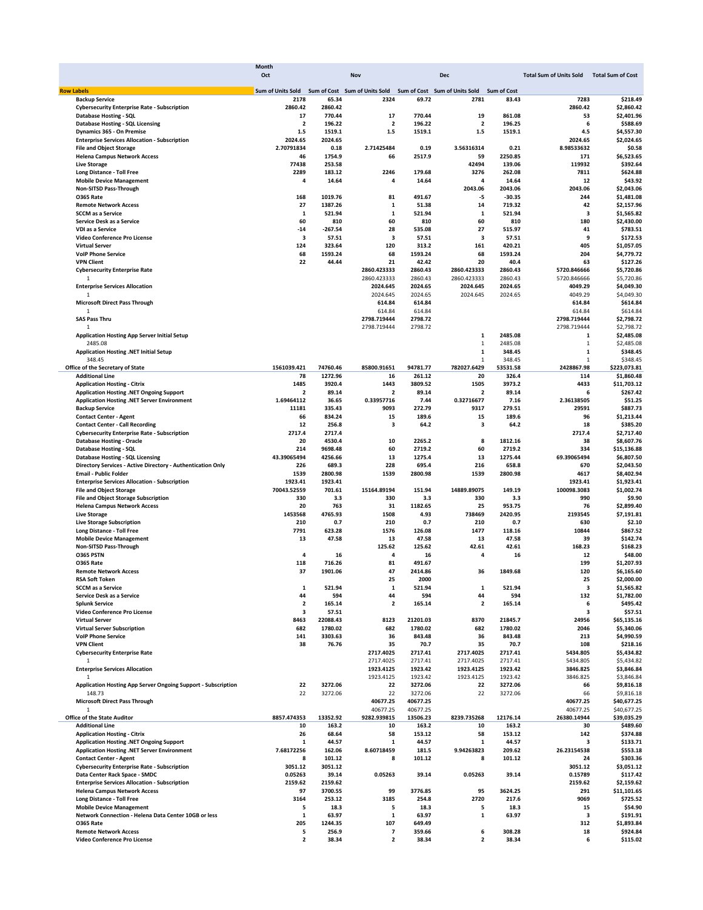| Row Labels | Month: Oct Sum of Units Sold | Oct Sum of Cost | Nov Sum of Units Sold | Nov Sum of Cost | Dec Sum of Units Sold | Dec Sum of Cost | Total Sum of Units Sold | Total Sum of Cost |
|---|---|---|---|---|---|---|---|---|
| Backup Service | 2178 | 65.34 | 2324 | 69.72 | 2781 | 83.43 | 7283 | $218.49 |
| Cybersecurity Enterprise Rate - Subscription | 2860.42 | 2860.42 | | | | | 2860.42 | $2,860.42 |
| Database Hosting - SQL | 17 | 770.44 | 17 | 770.44 | 19 | 861.08 | 53 | $2,401.96 |
| Database Hosting - SQL Licensing | 2 | 196.22 | 2 | 196.22 | 2 | 196.25 | 6 | $588.69 |
| Dynamics 365 - On Premise | 1.5 | 1519.1 | 1.5 | 1519.1 | 1.5 | 1519.1 | 4.5 | $4,557.30 |
| Enterprise Services Allocation - Subscription | 2024.65 | 2024.65 | | | | | 2024.65 | $2,024.65 |
| File and Object Storage | 2.70791834 | 0.18 | 2.71425484 | 0.19 | 3.56316314 | 0.21 | 8.98533632 | $0.58 |
| Helena Campus Network Access | 46 | 1754.9 | 66 | 2517.9 | 59 | 2250.85 | 171 | $6,523.65 |
| Live Storage | 77438 | 253.58 | | | 42494 | 139.06 | 119932 | $392.64 |
| Long Distance - Toll Free | 2289 | 183.12 | 2246 | 179.68 | 3276 | 262.08 | 7811 | $624.88 |
| Mobile Device Management | 4 | 14.64 | 4 | 14.64 | 4 | 14.64 | 12 | $43.92 |
| Non-SITSD Pass-Through | | | | | 2043.06 | 2043.06 | 2043.06 | $2,043.06 |
| O365 Rate | 168 | 1019.76 | 81 | 491.67 | -5 | -30.35 | 244 | $1,481.08 |
| Remote Network Access | 27 | 1387.26 | 1 | 51.38 | 14 | 719.32 | 42 | $2,157.96 |
| SCCM as a Service | 1 | 521.94 | 1 | 521.94 | 1 | 521.94 | 3 | $1,565.82 |
| Service Desk as a Service | 60 | 810 | 60 | 810 | 60 | 810 | 180 | $2,430.00 |
| VDI as a Service | -14 | -267.54 | 28 | 535.08 | 27 | 515.97 | 41 | $783.51 |
| Video Conference Pro License | 3 | 57.51 | 3 | 57.51 | 3 | 57.51 | 9 | $172.53 |
| Virtual Server | 124 | 323.64 | 120 | 313.2 | 161 | 420.21 | 405 | $1,057.05 |
| VoIP Phone Service | 68 | 1593.24 | 68 | 1593.24 | 68 | 1593.24 | 204 | $4,779.72 |
| VPN Client | 22 | 44.44 | 21 | 42.42 | 20 | 40.4 | 63 | $127.26 |
| Cybersecurity Enterprise Rate | | | 2860.423333 | 2860.43 | 2860.423333 | 2860.43 | 5720.846666 | $5,720.86 |
| 1 | | | 2860.423333 | 2860.43 | 2860.423333 | 2860.43 | 5720.846666 | $5,720.86 |
| Enterprise Services Allocation | | | 2024.645 | 2024.65 | 2024.645 | 2024.65 | 4049.29 | $4,049.30 |
| 1 | | | 2024.645 | 2024.65 | 2024.645 | 2024.65 | 4049.29 | $4,049.30 |
| Microsoft Direct Pass Through | | | 614.84 | 614.84 | | | 614.84 | $614.84 |
| 1 | | | 614.84 | 614.84 | | | 614.84 | $614.84 |
| SAS Pass Thru | | | 2798.719444 | 2798.72 | | | 2798.719444 | $2,798.72 |
| 1 | | | 2798.719444 | 2798.72 | | | 2798.719444 | $2,798.72 |
| Application Hosting App Server Initial Setup | | | | | 1 | 2485.08 | 1 | $2,485.08 |
| 2485.08 | | | | | 1 | 2485.08 | 1 | $2,485.08 |
| Application Hosting .NET Initial Setup | | | | | 1 | 348.45 | 1 | $348.45 |
| 348.45 | | | | | 1 | 348.45 | 1 | $348.45 |
| **Office of the Secretary of State** | **1561039.421** | **74760.46** | **85800.91651** | **94781.77** | **782027.6429** | **53531.58** | **2428867.98** | **$223,073.81** |
| Additional Line | 78 | 1272.96 | 16 | 261.12 | 20 | 326.4 | 114 | $1,860.48 |
| Application Hosting - Citrix | 1485 | 3920.4 | 1443 | 3809.52 | 1505 | 3973.2 | 4433 | $11,703.12 |
| Application Hosting .NET Ongoing Support | 2 | 89.14 | 2 | 89.14 | 2 | 89.14 | 6 | $267.42 |
| Application Hosting .NET Server Environment | 1.69464112 | 36.65 | 0.33957716 | 7.44 | 0.32716677 | 7.16 | 2.36138505 | $51.25 |
| Backup Service | 11181 | 335.43 | 9093 | 272.79 | 9317 | 279.51 | 29591 | $887.73 |
| Contact Center - Agent | 66 | 834.24 | 15 | 189.6 | 15 | 189.6 | 96 | $1,213.44 |
| Contact Center - Call Recording | 12 | 256.8 | 3 | 64.2 | 3 | 64.2 | 18 | $385.20 |
| Cybersecurity Enterprise Rate - Subscription | 2717.4 | 2717.4 | | | | | 2717.4 | $2,717.40 |
| Database Hosting - Oracle | 20 | 4530.4 | 10 | 2265.2 | 8 | 1812.16 | 38 | $8,607.76 |
| Database Hosting - SQL | 214 | 9698.48 | 60 | 2719.2 | 60 | 2719.2 | 334 | $15,136.88 |
| Database Hosting - SQL Licensing | 43.39065494 | 4256.66 | 13 | 1275.4 | 13 | 1275.44 | 69.39065494 | $6,807.50 |
| Directory Services - Active Directory - Authentication Only | 226 | 689.3 | 228 | 695.4 | 216 | 658.8 | 670 | $2,043.50 |
| Email - Public Folder | 1539 | 2800.98 | 1539 | 2800.98 | 1539 | 2800.98 | 4617 | $8,402.94 |
| Enterprise Services Allocation - Subscription | 1923.41 | 1923.41 | | | | | 1923.41 | $1,923.41 |
| File and Object Storage | 70043.52559 | 701.61 | 15164.89194 | 151.94 | 14889.89075 | 149.19 | 100098.3083 | $1,002.74 |
| File and Object Storage Subscription | 330 | 3.3 | 330 | 3.3 | 330 | 3.3 | 990 | $9.90 |
| Helena Campus Network Access | 20 | 763 | 31 | 1182.65 | 25 | 953.75 | 76 | $2,899.40 |
| Live Storage | 1453568 | 4765.93 | 1508 | 4.93 | 738469 | 2420.95 | 2193545 | $7,191.81 |
| Live Storage Subscription | 210 | 0.7 | 210 | 0.7 | 210 | 0.7 | 630 | $2.10 |
| Long Distance - Toll Free | 7791 | 623.28 | 1576 | 126.08 | 1477 | 118.16 | 10844 | $867.52 |
| Mobile Device Management | 13 | 47.58 | 13 | 47.58 | 13 | 47.58 | 39 | $142.74 |
| Non-SITSD Pass-Through | | | 125.62 | 125.62 | 42.61 | 42.61 | 168.23 | $168.23 |
| O365 PSTN | 4 | 16 | 4 | 16 | 4 | 16 | 12 | $48.00 |
| O365 Rate | 118 | 716.26 | 81 | 491.67 | | | 199 | $1,207.93 |
| Remote Network Access | 37 | 1901.06 | 47 | 2414.86 | 36 | 1849.68 | 120 | $6,165.60 |
| RSA Soft Token | | | 25 | 2000 | | | 25 | $2,000.00 |
| SCCM as a Service | 1 | 521.94 | 1 | 521.94 | 1 | 521.94 | 3 | $1,565.82 |
| Service Desk as a Service | 44 | 594 | 44 | 594 | 44 | 594 | 132 | $1,782.00 |
| Splunk Service | 2 | 165.14 | 2 | 165.14 | 2 | 165.14 | 6 | $495.42 |
| Video Conference Pro License | 3 | 57.51 | | | | | 3 | $57.51 |
| Virtual Server | 8463 | 22088.43 | 8123 | 21201.03 | 8370 | 21845.7 | 24956 | $65,135.16 |
| Virtual Server Subscription | 682 | 1780.02 | 682 | 1780.02 | 682 | 1780.02 | 2046 | $5,340.06 |
| VoIP Phone Service | 141 | 3303.63 | 36 | 843.48 | 36 | 843.48 | 213 | $4,990.59 |
| VPN Client | 38 | 76.76 | 35 | 70.7 | 35 | 70.7 | 108 | $218.16 |
| Cybersecurity Enterprise Rate | | | 2717.4025 | 2717.41 | 2717.4025 | 2717.41 | 5434.805 | $5,434.82 |
| 1 | | | 2717.4025 | 2717.41 | 2717.4025 | 2717.41 | 5434.805 | $5,434.82 |
| Enterprise Services Allocation | | | 1923.4125 | 1923.42 | 1923.4125 | 1923.42 | 3846.825 | $3,846.84 |
| 1 | | | 1923.4125 | 1923.42 | 1923.4125 | 1923.42 | 3846.825 | $3,846.84 |
| Application Hosting App Server Ongoing Support - Subscription | 22 | 3272.06 | 22 | 3272.06 | 22 | 3272.06 | 66 | $9,816.18 |
| 148.73 | 22 | 3272.06 | 22 | 3272.06 | 22 | 3272.06 | 66 | $9,816.18 |
| Microsoft Direct Pass Through | | | 40677.25 | 40677.25 | | | 40677.25 | $40,677.25 |
| 1 | | | 40677.25 | 40677.25 | | | 40677.25 | $40,677.25 |
| **Office of the State Auditor** | **8857.474353** | **13352.92** | **9282.939815** | **13506.23** | **8239.735268** | **12176.14** | **26380.14944** | **$39,035.29** |
| Additional Line | 10 | 163.2 | 10 | 163.2 | 10 | 163.2 | 30 | $489.60 |
| Application Hosting - Citrix | 26 | 68.64 | 58 | 153.12 | 58 | 153.12 | 142 | $374.88 |
| Application Hosting .NET Ongoing Support | 1 | 44.57 | 1 | 44.57 | 1 | 44.57 | 3 | $133.71 |
| Application Hosting .NET Server Environment | 7.68172256 | 162.06 | 8.60718459 | 181.5 | 9.94263823 | 209.62 | 26.23154538 | $553.18 |
| Contact Center - Agent | 8 | 101.12 | 8 | 101.12 | 8 | 101.12 | 24 | $303.36 |
| Cybersecurity Enterprise Rate - Subscription | 3051.12 | 3051.12 | | | | | 3051.12 | $3,051.12 |
| Data Center Rack Space - SMDC | 0.05263 | 39.14 | 0.05263 | 39.14 | 0.05263 | 39.14 | 0.15789 | $117.42 |
| Enterprise Services Allocation - Subscription | 2159.62 | 2159.62 | | | | | 2159.62 | $2,159.62 |
| Helena Campus Network Access | 97 | 3700.55 | 99 | 3776.85 | 95 | 3624.25 | 291 | $11,101.65 |
| Long Distance - Toll Free | 3164 | 253.12 | 3185 | 254.8 | 2720 | 217.6 | 9069 | $725.52 |
| Mobile Device Management | 5 | 18.3 | 5 | 18.3 | 5 | 18.3 | 15 | $54.90 |
| Network Connection - Helena Data Center 10GB or less | 1 | 63.97 | 1 | 63.97 | 1 | 63.97 | 3 | $191.91 |
| O365 Rate | 205 | 1244.35 | 107 | 649.49 | | | 312 | $1,893.84 |
| Remote Network Access | 5 | 256.9 | 7 | 359.66 | 6 | 308.28 | 18 | $924.84 |
| Video Conference Pro License | 2 | 38.34 | 2 | 38.34 | 2 | 38.34 | 6 | $115.02 |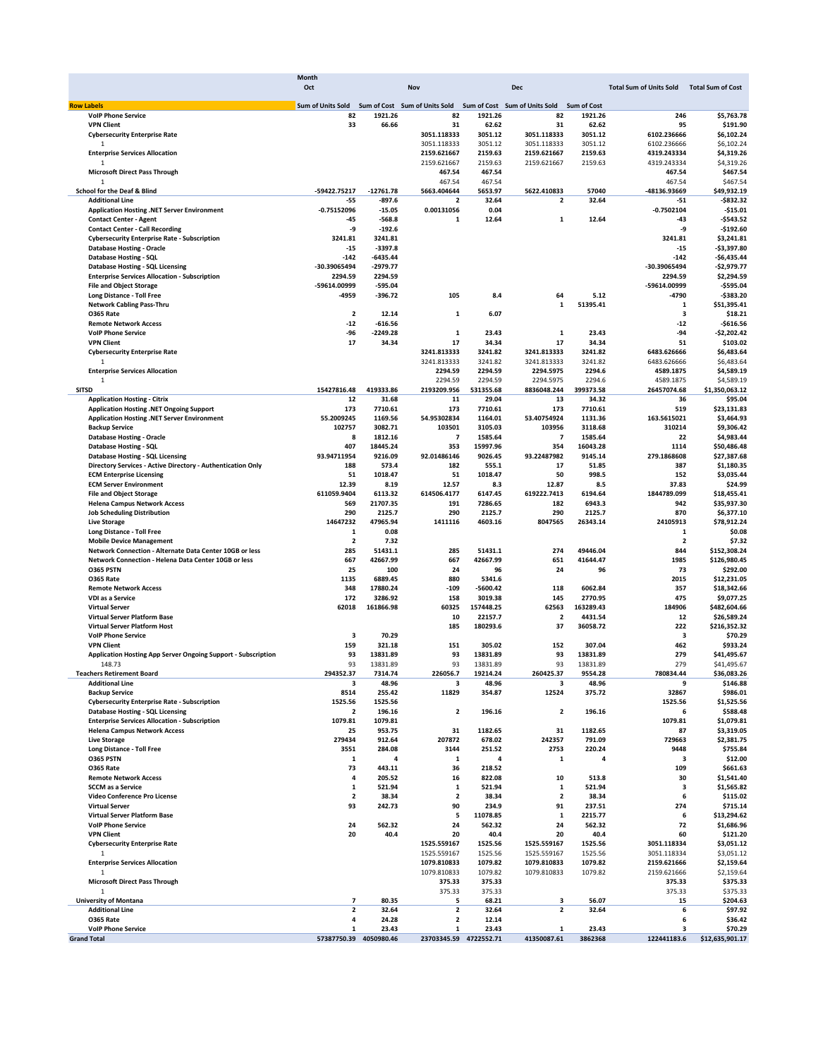| | Month | | | | | | | |
|---|---|---|---|---|---|---|---|---|
| | Oct | | Nov | | Dec | | Total Sum of Units Sold | Total Sum of Cost |
| **Row Labels** | Sum of Units Sold | Sum of Cost | Sum of Units Sold | Sum of Cost | Sum of Units Sold | Sum of Cost | | |
| **VoIP Phone Service** | 82 | 1921.26 | 82 | 1921.26 | 82 | 1921.26 | 246 | $5,763.78 |
| **VPN Client** | 33 | 66.66 | 31 | 62.62 | 31 | 62.62 | 95 | $191.90 |
| **Cybersecurity Enterprise Rate** | | | 3051.118333 | 3051.12 | 3051.118333 | 3051.12 | 6102.236666 | $6,102.24 |
| 1 | | | 3051.118333 | 3051.12 | 3051.118333 | 3051.12 | 6102.236666 | $6,102.24 |
| **Enterprise Services Allocation** | | | 2159.621667 | 2159.63 | 2159.621667 | 2159.63 | 4319.243334 | $4,319.26 |
| 1 | | | 2159.621667 | 2159.63 | 2159.621667 | 2159.63 | 4319.243334 | $4,319.26 |
| **Microsoft Direct Pass Through** | | | 467.54 | 467.54 | | | 467.54 | $467.54 |
| 1 | | | 467.54 | 467.54 | | | 467.54 | $467.54 |
| **School for the Deaf & Blind** | -59422.75217 | -12761.78 | 5663.404644 | 5653.97 | 5622.410833 | 57040 | -48136.93669 | $49,932.19 |
| **Additional Line** | -55 | -897.6 | 2 | 32.64 | 2 | 32.64 | -51 | -$832.32 |
| **Application Hosting .NET Server Environment** | -0.75152096 | -15.05 | 0.00131056 | 0.04 | | | -0.7502104 | -$15.01 |
| **Contact Center - Agent** | -45 | -568.8 | 1 | 12.64 | 1 | 12.64 | -43 | -$543.52 |
| **Contact Center - Call Recording** | -9 | -192.6 | | | | | -9 | -$192.60 |
| **Cybersecurity Enterprise Rate - Subscription** | 3241.81 | 3241.81 | | | | | 3241.81 | $3,241.81 |
| **Database Hosting - Oracle** | -15 | -3397.8 | | | | | -15 | -$3,397.80 |
| **Database Hosting - SQL** | -142 | -6435.44 | | | | | -142 | -$6,435.44 |
| **Database Hosting - SQL Licensing** | -30.39065494 | -2979.77 | | | | | -30.39065494 | -$2,979.77 |
| **Enterprise Services Allocation - Subscription** | 2294.59 | 2294.59 | | | | | 2294.59 | $2,294.59 |
| **File and Object Storage** | -59614.00999 | -595.04 | | | | | -59614.00999 | -$595.04 |
| **Long Distance - Toll Free** | -4959 | -396.72 | 105 | 8.4 | 64 | 5.12 | -4790 | -$383.20 |
| **Network Cabling Pass-Thru** | | | | | 1 | 51395.41 | 1 | $51,395.41 |
| **O365 Rate** | 2 | 12.14 | 1 | 6.07 | | | 3 | $18.21 |
| **Remote Network Access** | -12 | -616.56 | | | | | -12 | -$616.56 |
| **VoIP Phone Service** | -96 | -2249.28 | 1 | 23.43 | 1 | 23.43 | -94 | -$2,202.42 |
| **VPN Client** | 17 | 34.34 | 17 | 34.34 | 17 | 34.34 | 51 | $103.02 |
| **Cybersecurity Enterprise Rate** | | | 3241.813333 | 3241.82 | 3241.813333 | 3241.82 | 6483.626666 | $6,483.64 |
| 1 | | | 3241.813333 | 3241.82 | 3241.813333 | 3241.82 | 6483.626666 | $6,483.64 |
| **Enterprise Services Allocation** | | | 2294.59 | 2294.59 | 2294.5975 | 2294.6 | 4589.1875 | $4,589.19 |
| 1 | | | 2294.59 | 2294.59 | 2294.5975 | 2294.6 | 4589.1875 | $4,589.19 |
| **SITSD** | 15427816.48 | 419333.86 | 2193209.956 | 531355.68 | 8836048.244 | 399373.58 | 26457074.68 | $1,350,063.12 |
| **Application Hosting - Citrix** | 12 | 31.68 | 11 | 29.04 | 13 | 34.32 | 36 | $95.04 |
| **Application Hosting .NET Ongoing Support** | 173 | 7710.61 | 173 | 7710.61 | 173 | 7710.61 | 519 | $23,131.83 |
| **Application Hosting .NET Server Environment** | 55.2009245 | 1169.56 | 54.95302834 | 1164.01 | 53.40754924 | 1131.36 | 163.5615021 | $3,464.93 |
| **Backup Service** | 102757 | 3082.71 | 103501 | 3105.03 | 103956 | 3118.68 | 310214 | $9,306.42 |
| **Database Hosting - Oracle** | 8 | 1812.16 | 7 | 1585.64 | 7 | 1585.64 | 22 | $4,983.44 |
| **Database Hosting - SQL** | 407 | 18445.24 | 353 | 15997.96 | 354 | 16043.28 | 1114 | $50,486.48 |
| **Database Hosting - SQL Licensing** | 93.94711954 | 9216.09 | 92.01486146 | 9026.45 | 93.22487982 | 9145.14 | 279.1868608 | $27,387.68 |
| **Directory Services - Active Directory - Authentication Only** | 188 | 573.4 | 182 | 555.1 | 17 | 51.85 | 387 | $1,180.35 |
| **ECM Enterprise Licensing** | 51 | 1018.47 | 51 | 1018.47 | 50 | 998.5 | 152 | $3,035.44 |
| **ECM Server Environment** | 12.39 | 8.19 | 12.57 | 8.3 | 12.87 | 8.5 | 37.83 | $24.99 |
| **File and Object Storage** | 611059.9404 | 6113.32 | 614506.4177 | 6147.45 | 619222.7413 | 6194.64 | 1844789.099 | $18,455.41 |
| **Helena Campus Network Access** | 569 | 21707.35 | 191 | 7286.65 | 182 | 6943.3 | 942 | $35,937.30 |
| **Job Scheduling Distribution** | 290 | 2125.7 | 290 | 2125.7 | 290 | 2125.7 | 870 | $6,377.10 |
| **Live Storage** | 14647232 | 47965.94 | 1411116 | 4603.16 | 8047565 | 26343.14 | 24105913 | $78,912.24 |
| **Long Distance - Toll Free** | 1 | 0.08 | | | | | 1 | $0.08 |
| **Mobile Device Management** | 2 | 7.32 | | | | | 2 | $7.32 |
| **Network Connection - Alternate Data Center 10GB or less** | 285 | 51431.1 | 285 | 51431.1 | 274 | 49446.04 | 844 | $152,308.24 |
| **Network Connection - Helena Data Center 10GB or less** | 667 | 42667.99 | 667 | 42667.99 | 651 | 41644.47 | 1985 | $126,980.45 |
| **O365 PSTN** | 25 | 100 | 24 | 96 | 24 | 96 | 73 | $292.00 |
| **O365 Rate** | 1135 | 6889.45 | 880 | 5341.6 | | | 2015 | $12,231.05 |
| **Remote Network Access** | 348 | 17880.24 | -109 | -5600.42 | 118 | 6062.84 | 357 | $18,342.66 |
| **VDI as a Service** | 172 | 3286.92 | 158 | 3019.38 | 145 | 2770.95 | 475 | $9,077.25 |
| **Virtual Server** | 62018 | 161866.98 | 60325 | 157448.25 | 62563 | 163289.43 | 184906 | $482,604.66 |
| **Virtual Server Platform Base** | | | 10 | 22157.7 | 2 | 4431.54 | 12 | $26,589.24 |
| **Virtual Server Platform Host** | | | 185 | 180293.6 | 37 | 36058.72 | 222 | $216,352.32 |
| **VoIP Phone Service** | 3 | 70.29 | | | | | 3 | $70.29 |
| **VPN Client** | 159 | 321.18 | 151 | 305.02 | 152 | 307.04 | 462 | $933.24 |
| **Application Hosting App Server Ongoing Support - Subscription** | 93 | 13831.89 | 93 | 13831.89 | 93 | 13831.89 | 279 | $41,495.67 |
| 148.73 | 93 | 13831.89 | 93 | 13831.89 | 93 | 13831.89 | 279 | $41,495.67 |
| **Teachers Retirement Board** | 294352.37 | 7314.74 | 226056.7 | 19214.24 | 260425.37 | 9554.28 | 780834.44 | $36,083.26 |
| **Additional Line** | 3 | 48.96 | 3 | 48.96 | 3 | 48.96 | 9 | $146.88 |
| **Backup Service** | 8514 | 255.42 | 11829 | 354.87 | 12524 | 375.72 | 32867 | $986.01 |
| **Cybersecurity Enterprise Rate - Subscription** | 1525.56 | 1525.56 | | | | | 1525.56 | $1,525.56 |
| **Database Hosting - SQL Licensing** | 2 | 196.16 | 2 | 196.16 | 2 | 196.16 | 6 | $588.48 |
| **Enterprise Services Allocation - Subscription** | 1079.81 | 1079.81 | | | | | 1079.81 | $1,079.81 |
| **Helena Campus Network Access** | 25 | 953.75 | 31 | 1182.65 | 31 | 1182.65 | 87 | $3,319.05 |
| **Live Storage** | 279434 | 912.64 | 207872 | 678.02 | 242357 | 791.09 | 729663 | $2,381.75 |
| **Long Distance - Toll Free** | 3551 | 284.08 | 3144 | 251.52 | 2753 | 220.24 | 9448 | $755.84 |
| **O365 PSTN** | 1 | 4 | 1 | 4 | 1 | 4 | 3 | $12.00 |
| **O365 Rate** | 73 | 443.11 | 36 | 218.52 | | | 109 | $661.63 |
| **Remote Network Access** | 4 | 205.52 | 16 | 822.08 | 10 | 513.8 | 30 | $1,541.40 |
| **SCCM as a Service** | 1 | 521.94 | 1 | 521.94 | 1 | 521.94 | 3 | $1,565.82 |
| **Video Conference Pro License** | 2 | 38.34 | 2 | 38.34 | 2 | 38.34 | 6 | $115.02 |
| **Virtual Server** | 93 | 242.73 | 90 | 234.9 | 91 | 237.51 | 274 | $715.14 |
| **Virtual Server Platform Base** | | | 5 | 11078.85 | 1 | 2215.77 | 6 | $13,294.62 |
| **VoIP Phone Service** | 24 | 562.32 | 24 | 562.32 | 24 | 562.32 | 72 | $1,686.96 |
| **VPN Client** | 20 | 40.4 | 20 | 40.4 | 20 | 40.4 | 60 | $121.20 |
| **Cybersecurity Enterprise Rate** | | | 1525.559167 | 1525.56 | 1525.559167 | 1525.56 | 3051.118334 | $3,051.12 |
| 1 | | | 1525.559167 | 1525.56 | 1525.559167 | 1525.56 | 3051.118334 | $3,051.12 |
| **Enterprise Services Allocation** | | | 1079.810833 | 1079.82 | 1079.810833 | 1079.82 | 2159.621666 | $2,159.64 |
| 1 | | | 1079.810833 | 1079.82 | 1079.810833 | 1079.82 | 2159.621666 | $2,159.64 |
| **Microsoft Direct Pass Through** | | | 375.33 | 375.33 | | | 375.33 | $375.33 |
| 1 | | | 375.33 | 375.33 | | | 375.33 | $375.33 |
| **University of Montana** | 7 | 80.35 | 5 | 68.21 | 3 | 56.07 | 15 | $204.63 |
| **Additional Line** | 2 | 32.64 | 2 | 32.64 | 2 | 32.64 | 6 | $97.92 |
| **O365 Rate** | 4 | 24.28 | 2 | 12.14 | | | 6 | $36.42 |
| **VoIP Phone Service** | 1 | 23.43 | 1 | 23.43 | 1 | 23.43 | 3 | $70.29 |
| **Grand Total** | 57387750.39 | 4050980.46 | 23703345.59 | 4722552.71 | 41350087.61 | 3862368 | 122441183.6 | $12,635,901.17 |